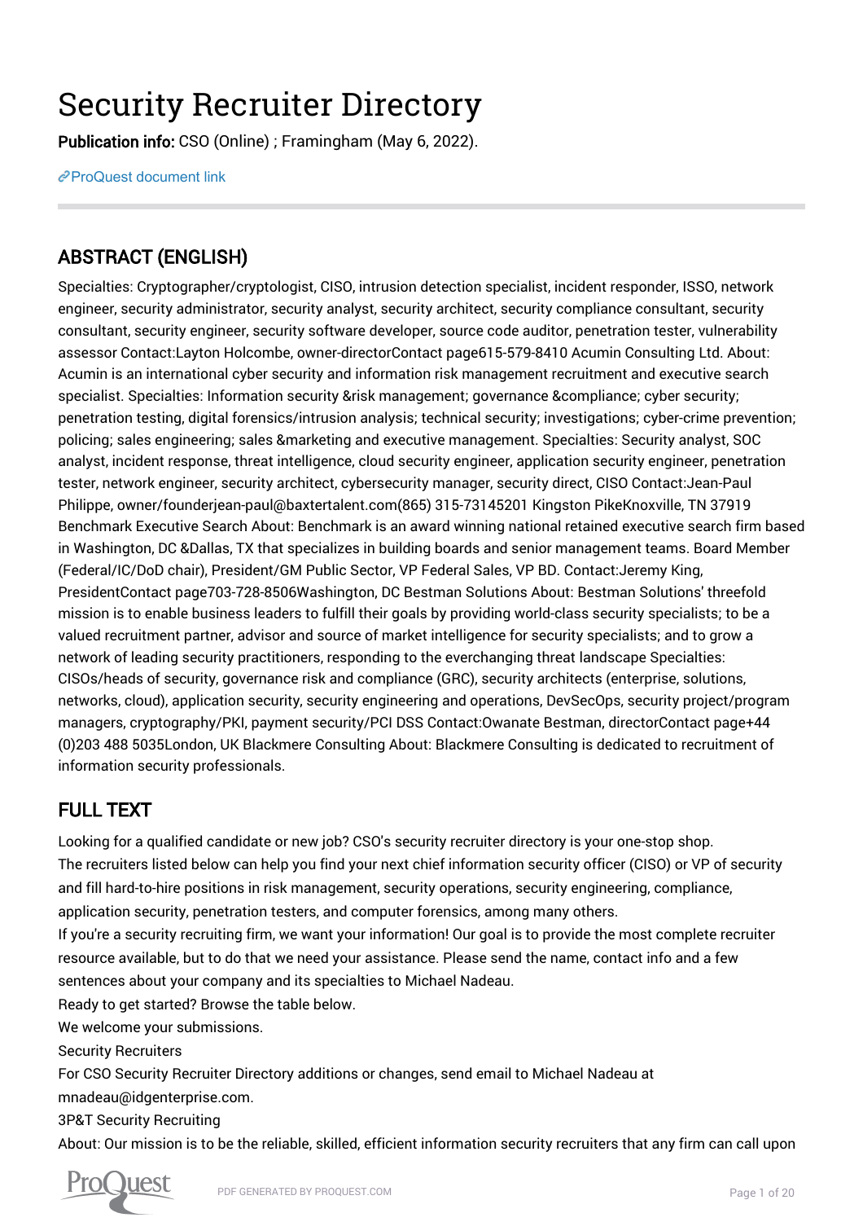# Security Recruiter Directory

**Publication info:** CSO (Online) ; Framingham (May 6, 2022).

ProQuest document link

## ABSTRACT (ENGLISH)

Specialties: Cryptographer/cryptologist, CISO, intrusion detection specialist, incident responder, ISSO, network engineer, security administrator, security analyst, security architect, security compliance consultant, security consultant, security engineer, security software developer, source code auditor, penetration tester, vulnerability assessor Contact:Layton Holcombe, owner-directorContact page615-579-8410 Acumin Consulting Ltd. About: Acumin is an international cyber security and information risk management recruitment and executive search specialist. Specialties: Information security &risk management; governance &compliance; cyber security; penetration testing, digital forensics/intrusion analysis; technical security; investigations; cyber-crime prevention; policing; sales engineering; sales &marketing and executive management. Specialties: Security analyst, SOC analyst, incident response, threat intelligence, cloud security engineer, application security engineer, penetration tester, network engineer, security architect, cybersecurity manager, security direct, CISO Contact:Jean-Paul Philippe, owner/founderjean-paul@baxtertalent.com(865) 315-73145201 Kingston PikeKnoxville, TN 37919 Benchmark Executive Search About: Benchmark is an award winning national retained executive search firm based in Washington, DC &Dallas, TX that specializes in building boards and senior management teams. Board Member (Federal/IC/DoD chair), President/GM Public Sector, VP Federal Sales, VP BD. Contact:Jeremy King, PresidentContact page703-728-8506Washington, DC Bestman Solutions About: Bestman Solutions' threefold mission is to enable business leaders to fulfill their goals by providing world-class security specialists; to be a valued recruitment partner, advisor and source of market intelligence for security specialists; and to grow a network of leading security practitioners, responding to the everchanging threat landscape Specialties: CISOs/heads of security, governance risk and compliance (GRC), security architects (enterprise, solutions, networks, cloud), application security, security engineering and operations, DevSecOps, security project/program managers, cryptography/PKI, payment security/PCI DSS Contact:Owanate Bestman, directorContact page+44 (0)203 488 5035London, UK Blackmere Consulting About: Blackmere Consulting is dedicated to recruitment of information security professionals.

## FULL TEXT

Looking for a qualified candidate or new job? CSO's security recruiter directory is your one-stop shop.

The recruiters listed below can help you find your next chief information security officer (CISO) or VP of security and fill hard-to-hire positions in risk management, security operations, security engineering, compliance, application security, penetration testers, and computer forensics, among many others.

If you're a security recruiting firm, we want your information! Our goal is to provide the most complete recruiter resource available, but to do that we need your assistance. Please send the name, contact info and a few sentences about your company and its specialties to Michael Nadeau.

Ready to get started? Browse the table below.

We welcome your submissions.

Security Recruiters

For CSO Security Recruiter Directory additions or changes, send email to Michael Nadeau at mnadeau@idgenterprise.com.

3P&T Security Recruiting

About: Our mission is to be the reliable, skilled, efficient information security recruiters that any firm can call upon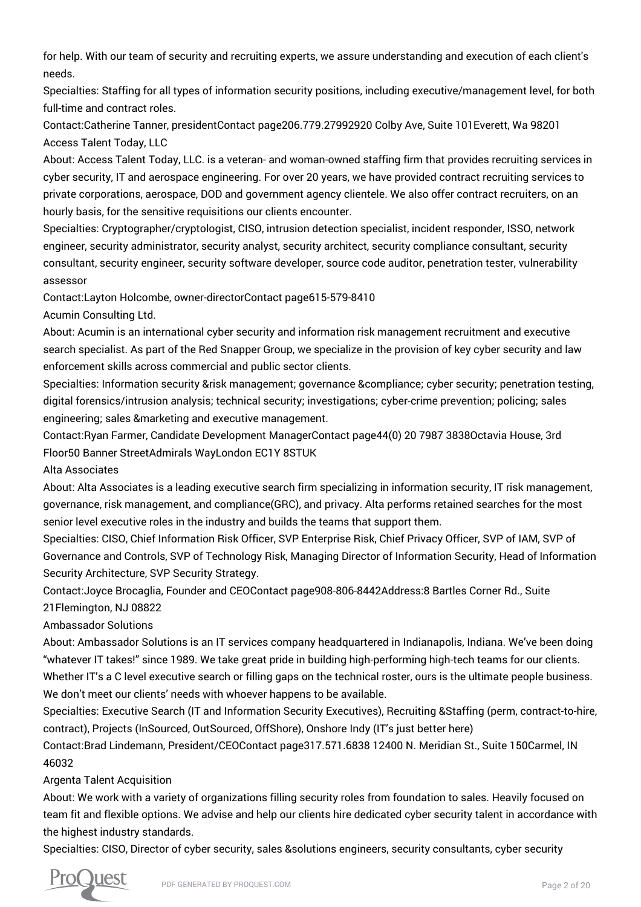for help. With our team of security and recruiting experts, we assure understanding and execution of each client's needs.

Specialties: Staffing for all types of information security positions, including executive/management level, for both full-time and contract roles.

Contact:Catherine Tanner, presidentContact page206.779.27992920 Colby Ave, Suite 101Everett, Wa 98201

Access Talent Today, LLC

About: Access Talent Today, LLC. is a veteran- and woman-owned staffing firm that provides recruiting services in cyber security, IT and aerospace engineering. For over 20 years, we have provided contract recruiting services to private corporations, aerospace, DOD and government agency clientele. We also offer contract recruiters, on an hourly basis, for the sensitive requisitions our clients encounter.

Specialties: Cryptographer/cryptologist, CISO, intrusion detection specialist, incident responder, ISSO, network engineer, security administrator, security analyst, security architect, security compliance consultant, security consultant, security engineer, security software developer, source code auditor, penetration tester, vulnerability assessor

Contact:Layton Holcombe, owner-directorContact page615-579-8410

Acumin Consulting Ltd.

About: Acumin is an international cyber security and information risk management recruitment and executive search specialist. As part of the Red Snapper Group, we specialize in the provision of key cyber security and law enforcement skills across commercial and public sector clients.

Specialties: Information security &risk management; governance &compliance; cyber security; penetration testing, digital forensics/intrusion analysis; technical security; investigations; cyber-crime prevention; policing; sales engineering; sales &marketing and executive management.

Contact:Ryan Farmer, Candidate Development ManagerContact page44(0) 20 7987 3838Octavia House, 3rd Floor50 Banner StreetAdmirals WayLondon EC1Y 8STUK

Alta Associates

About: Alta Associates is a leading executive search firm specializing in information security, IT risk management, governance, risk management, and compliance(GRC), and privacy. Alta performs retained searches for the most senior level executive roles in the industry and builds the teams that support them.

Specialties: CISO, Chief Information Risk Officer, SVP Enterprise Risk, Chief Privacy Officer, SVP of IAM, SVP of Governance and Controls, SVP of Technology Risk, Managing Director of Information Security, Head of Information Security Architecture, SVP Security Strategy.

Contact:Joyce Brocaglia, Founder and CEOContact page908-806-8442Address:8 Bartles Corner Rd., Suite 21Flemington, NJ 08822

Ambassador Solutions

About: Ambassador Solutions is an IT services company headquartered in Indianapolis, Indiana. We've been doing "whatever IT takes!" since 1989. We take great pride in building high-performing high-tech teams for our clients. Whether IT's a C level executive search or filling gaps on the technical roster, ours is the ultimate people business. We don't meet our clients' needs with whoever happens to be available.

Specialties: Executive Search (IT and Information Security Executives), Recruiting &Staffing (perm, contract-to-hire, contract), Projects (InSourced, OutSourced, OffShore), Onshore Indy (IT's just better here)

Contact:Brad Lindemann, President/CEOContact page317.571.6838 12400 N. Meridian St., Suite 150Carmel, IN 46032

Argenta Talent Acquisition

About: We work with a variety of organizations filling security roles from foundation to sales. Heavily focused on team fit and flexible options. We advise and help our clients hire dedicated cyber security talent in accordance with the highest industry standards.

Specialties: CISO, Director of cyber security, sales &solutions engineers, security consultants, cyber security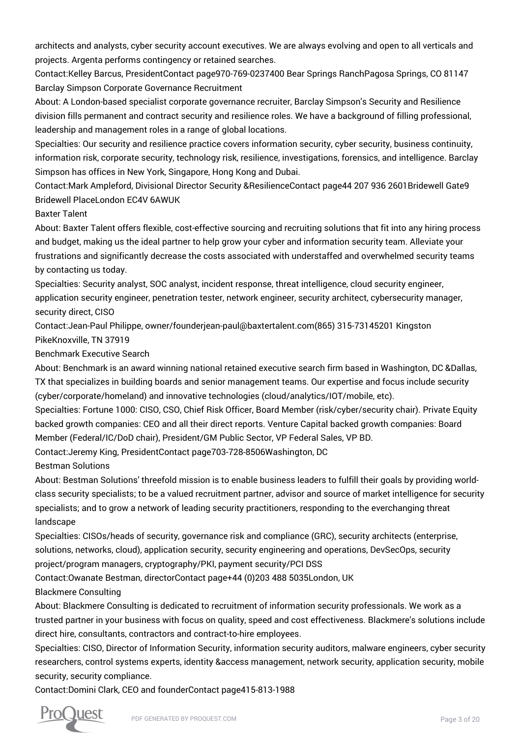architects and analysts, cyber security account executives. We are always evolving and open to all verticals and projects. Argenta performs contingency or retained searches.

Contact:Kelley Barcus, PresidentContact page970-769-0237400 Bear Springs RanchPagosa Springs, CO 81147

Barclay Simpson Corporate Governance Recruitment

About: A London-based specialist corporate governance recruiter, Barclay Simpson's Security and Resilience division fills permanent and contract security and resilience roles. We have a background of filling professional, leadership and management roles in a range of global locations.

Specialties: Our security and resilience practice covers information security, cyber security, business continuity, information risk, corporate security, technology risk, resilience, investigations, forensics, and intelligence. Barclay Simpson has offices in New York, Singapore, Hong Kong and Dubai.

Contact:Mark Ampleford, Divisional Director Security &ResilienceContact page44 207 936 2601Bridewell Gate9 Bridewell PlaceLondon EC4V 6AWUK

Baxter Talent

About: Baxter Talent offers flexible, cost-effective sourcing and recruiting solutions that fit into any hiring process and budget, making us the ideal partner to help grow your cyber and information security team. Alleviate your frustrations and significantly decrease the costs associated with understaffed and overwhelmed security teams by contacting us today.

Specialties: Security analyst, SOC analyst, incident response, threat intelligence, cloud security engineer, application security engineer, penetration tester, network engineer, security architect, cybersecurity manager, security direct, CISO

Contact:Jean-Paul Philippe, owner/founderjean-paul@baxtertalent.com(865) 315-73145201 Kingston PikeKnoxville, TN 37919

Benchmark Executive Search

About: Benchmark is an award winning national retained executive search firm based in Washington, DC &Dallas, TX that specializes in building boards and senior management teams. Our expertise and focus include security (cyber/corporate/homeland) and innovative technologies (cloud/analytics/IOT/mobile, etc).

Specialties: Fortune 1000: CISO, CSO, Chief Risk Officer, Board Member (risk/cyber/security chair). Private Equity backed growth companies: CEO and all their direct reports. Venture Capital backed growth companies: Board Member (Federal/IC/DoD chair), President/GM Public Sector, VP Federal Sales, VP BD.

Contact:Jeremy King, PresidentContact page703-728-8506Washington, DC

Bestman Solutions

About: Bestman Solutions' threefold mission is to enable business leaders to fulfill their goals by providing world-class security specialists; to be a valued recruitment partner, advisor and source of market intelligence for security specialists; and to grow a network of leading security practitioners, responding to the everchanging threat landscape

Specialties: CISOs/heads of security, governance risk and compliance (GRC), security architects (enterprise, solutions, networks, cloud), application security, security engineering and operations, DevSecOps, security project/program managers, cryptography/PKI, payment security/PCI DSS

Contact:Owanate Bestman, directorContact page+44 (0)203 488 5035London, UK

Blackmere Consulting

About: Blackmere Consulting is dedicated to recruitment of information security professionals. We work as a trusted partner in your business with focus on quality, speed and cost effectiveness. Blackmere's solutions include direct hire, consultants, contractors and contract-to-hire employees.

Specialties: CISO, Director of Information Security, information security auditors, malware engineers, cyber security researchers, control systems experts, identity &access management, network security, application security, mobile security, security compliance.

Contact:Domini Clark, CEO and founderContact page415-813-1988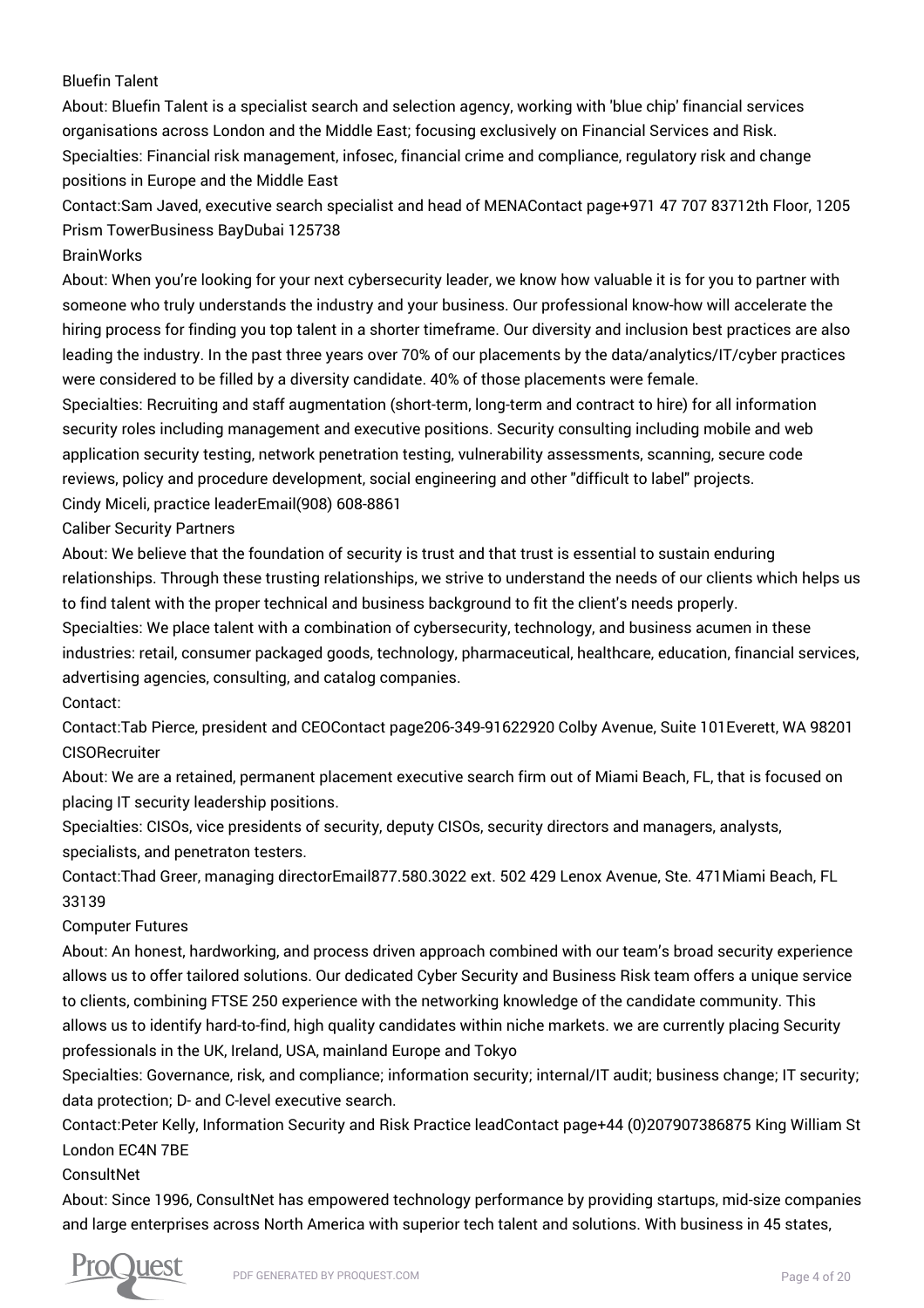Bluefin Talent

About: Bluefin Talent is a specialist search and selection agency, working with 'blue chip' financial services organisations across London and the Middle East; focusing exclusively on Financial Services and Risk.

Specialties: Financial risk management, infosec, financial crime and compliance, regulatory risk and change positions in Europe and the Middle East

Contact:Sam Javed, executive search specialist and head of MENAContact page+971 47 707 83712th Floor, 1205 Prism TowerBusiness BayDubai 125738

BrainWorks

About: When you're looking for your next cybersecurity leader, we know how valuable it is for you to partner with someone who truly understands the industry and your business. Our professional know-how will accelerate the hiring process for finding you top talent in a shorter timeframe. Our diversity and inclusion best practices are also leading the industry. In the past three years over 70% of our placements by the data/analytics/IT/cyber practices were considered to be filled by a diversity candidate. 40% of those placements were female.

Specialties: Recruiting and staff augmentation (short-term, long-term and contract to hire) for all information security roles including management and executive positions. Security consulting including mobile and web application security testing, network penetration testing, vulnerability assessments, scanning, secure code reviews, policy and procedure development, social engineering and other "difficult to label" projects.

Cindy Miceli, practice leaderEmail(908) 608-8861

Caliber Security Partners

About: We believe that the foundation of security is trust and that trust is essential to sustain enduring relationships. Through these trusting relationships, we strive to understand the needs of our clients which helps us to find talent with the proper technical and business background to fit the client's needs properly.

Specialties: We place talent with a combination of cybersecurity, technology, and business acumen in these industries: retail, consumer packaged goods, technology, pharmaceutical, healthcare, education, financial services, advertising agencies, consulting, and catalog companies.

Contact:

Contact:Tab Pierce, president and CEOContact page206-349-91622920 Colby Avenue, Suite 101Everett, WA 98201

CISORecruiter

About: We are a retained, permanent placement executive search firm out of Miami Beach, FL, that is focused on placing IT security leadership positions.

Specialties: CISOs, vice presidents of security, deputy CISOs, security directors and managers, analysts, specialists, and penetraton testers.

Contact:Thad Greer, managing directorEmail877.580.3022 ext. 502 429 Lenox Avenue, Ste. 471Miami Beach, FL 33139

Computer Futures

About: An honest, hardworking, and process driven approach combined with our team's broad security experience allows us to offer tailored solutions. Our dedicated Cyber Security and Business Risk team offers a unique service to clients, combining FTSE 250 experience with the networking knowledge of the candidate community. This allows us to identify hard-to-find, high quality candidates within niche markets. we are currently placing Security professionals in the UK, Ireland, USA, mainland Europe and Tokyo

Specialties: Governance, risk, and compliance; information security; internal/IT audit; business change; IT security; data protection; D- and C-level executive search.

Contact:Peter Kelly, Information Security and Risk Practice leadContact page+44 (0)207907386875 King William St London EC4N 7BE

ConsultNet

About: Since 1996, ConsultNet has empowered technology performance by providing startups, mid-size companies and large enterprises across North America with superior tech talent and solutions. With business in 45 states,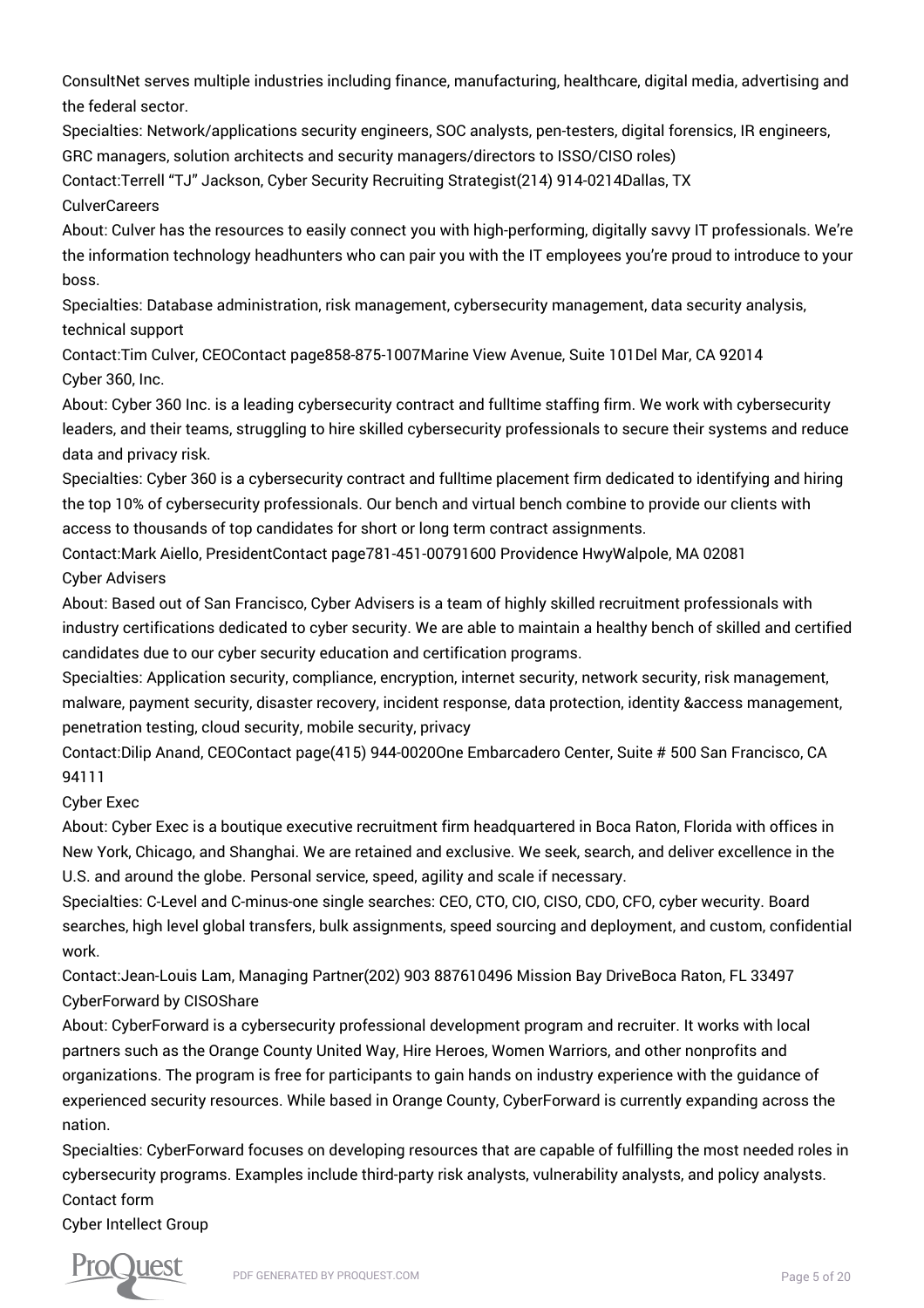ConsultNet serves multiple industries including finance, manufacturing, healthcare, digital media, advertising and the federal sector.

Specialties: Network/applications security engineers, SOC analysts, pen-testers, digital forensics, IR engineers, GRC managers, solution architects and security managers/directors to ISSO/CISO roles)

Contact:Terrell "TJ" Jackson, Cyber Security Recruiting Strategist(214) 914-0214Dallas, TX

CulverCareers

About: Culver has the resources to easily connect you with high-performing, digitally savvy IT professionals. We're the information technology headhunters who can pair you with the IT employees you're proud to introduce to your boss.

Specialties: Database administration, risk management, cybersecurity management, data security analysis, technical support

Contact:Tim Culver, CEOContact page858-875-1007Marine View Avenue, Suite 101Del Mar, CA 92014

Cyber 360, Inc.

About: Cyber 360 Inc. is a leading cybersecurity contract and fulltime staffing firm. We work with cybersecurity leaders, and their teams, struggling to hire skilled cybersecurity professionals to secure their systems and reduce data and privacy risk.

Specialties: Cyber 360 is a cybersecurity contract and fulltime placement firm dedicated to identifying and hiring the top 10% of cybersecurity professionals. Our bench and virtual bench combine to provide our clients with access to thousands of top candidates for short or long term contract assignments.

Contact:Mark Aiello, PresidentContact page781-451-00791600 Providence HwyWalpole, MA 02081

Cyber Advisers

About: Based out of San Francisco, Cyber Advisers is a team of highly skilled recruitment professionals with industry certifications dedicated to cyber security. We are able to maintain a healthy bench of skilled and certified candidates due to our cyber security education and certification programs.

Specialties: Application security, compliance, encryption, internet security, network security, risk management, malware, payment security, disaster recovery, incident response, data protection, identity &access management, penetration testing, cloud security, mobile security, privacy

Contact:Dilip Anand, CEOContact page(415) 944-0020One Embarcadero Center, Suite # 500 San Francisco, CA 94111

Cyber Exec

About: Cyber Exec is a boutique executive recruitment firm headquartered in Boca Raton, Florida with offices in New York, Chicago, and Shanghai. We are retained and exclusive. We seek, search, and deliver excellence in the U.S. and around the globe. Personal service, speed, agility and scale if necessary.

Specialties: C-Level and C-minus-one single searches: CEO, CTO, CIO, CISO, CDO, CFO, cyber wecurity. Board searches, high level global transfers, bulk assignments, speed sourcing and deployment, and custom, confidential work.

Contact:Jean-Louis Lam, Managing Partner(202) 903 887610496 Mission Bay DriveBoca Raton, FL 33497

CyberForward by CISOShare

About: CyberForward is a cybersecurity professional development program and recruiter. It works with local partners such as the Orange County United Way, Hire Heroes, Women Warriors, and other nonprofits and organizations. The program is free for participants to gain hands on industry experience with the guidance of experienced security resources. While based in Orange County, CyberForward is currently expanding across the nation.

Specialties: CyberForward focuses on developing resources that are capable of fulfilling the most needed roles in cybersecurity programs. Examples include third-party risk analysts, vulnerability analysts, and policy analysts.

Contact form

Cyber Intellect Group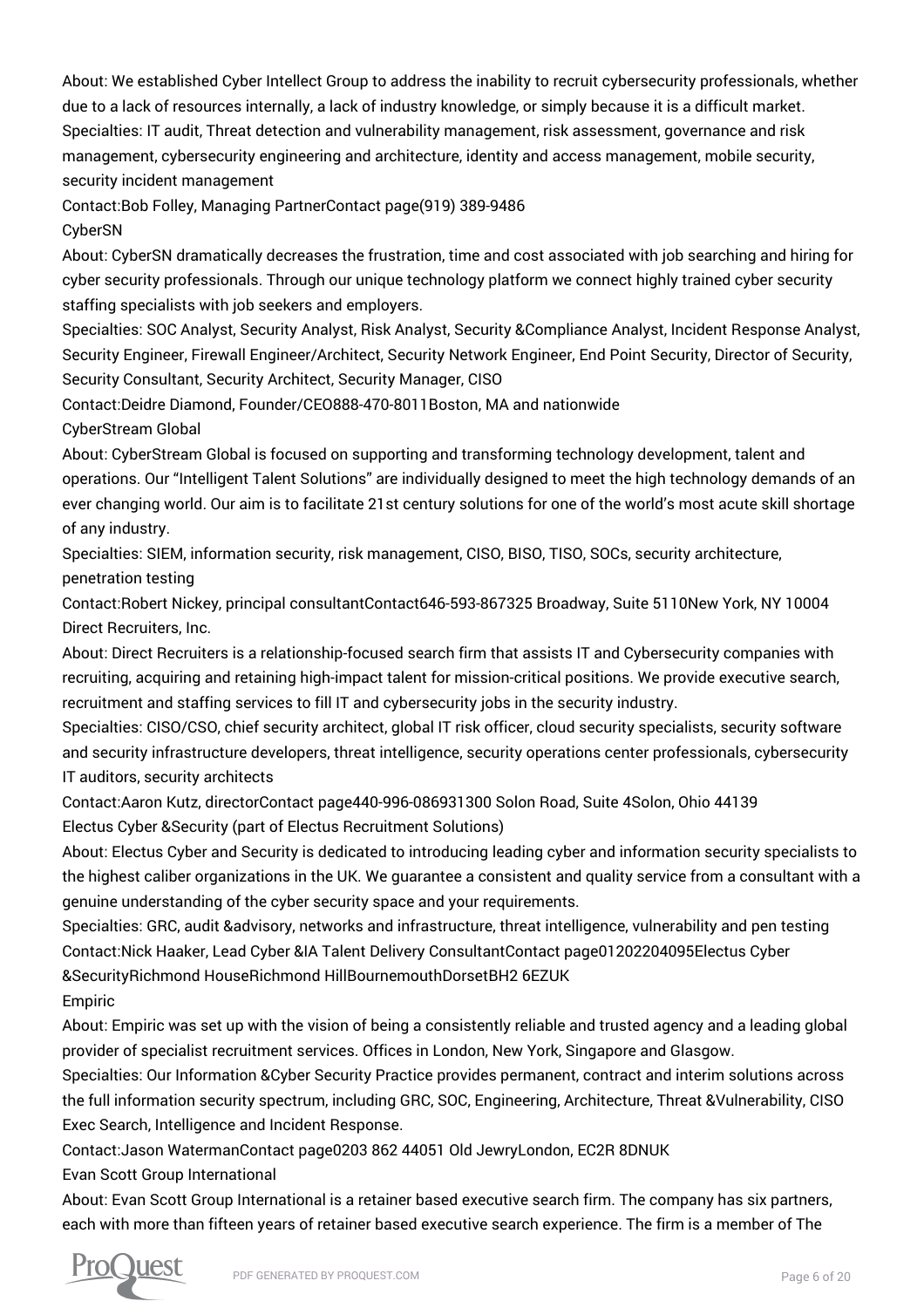About: We established Cyber Intellect Group to address the inability to recruit cybersecurity professionals, whether due to a lack of resources internally, a lack of industry knowledge, or simply because it is a difficult market.

Specialties: IT audit, Threat detection and vulnerability management, risk assessment, governance and risk management, cybersecurity engineering and architecture, identity and access management, mobile security, security incident management

Contact:Bob Folley, Managing PartnerContact page(919) 389-9486

CyberSN

About: CyberSN dramatically decreases the frustration, time and cost associated with job searching and hiring for cyber security professionals. Through our unique technology platform we connect highly trained cyber security staffing specialists with job seekers and employers.

Specialties: SOC Analyst, Security Analyst, Risk Analyst, Security &Compliance Analyst, Incident Response Analyst, Security Engineer, Firewall Engineer/Architect, Security Network Engineer, End Point Security, Director of Security, Security Consultant, Security Architect, Security Manager, CISO

Contact:Deidre Diamond, Founder/CEO888-470-8011Boston, MA and nationwide

CyberStream Global

About: CyberStream Global is focused on supporting and transforming technology development, talent and operations. Our "Intelligent Talent Solutions" are individually designed to meet the high technology demands of an ever changing world. Our aim is to facilitate 21st century solutions for one of the world's most acute skill shortage of any industry.

Specialties: SIEM, information security, risk management, CISO, BISO, TISO, SOCs, security architecture, penetration testing

Contact:Robert Nickey, principal consultantContact646-593-867325 Broadway, Suite 5110New York, NY 10004

Direct Recruiters, Inc.

About: Direct Recruiters is a relationship-focused search firm that assists IT and Cybersecurity companies with recruiting, acquiring and retaining high-impact talent for mission-critical positions. We provide executive search, recruitment and staffing services to fill IT and cybersecurity jobs in the security industry.

Specialties: CISO/CSO, chief security architect, global IT risk officer, cloud security specialists, security software and security infrastructure developers, threat intelligence, security operations center professionals, cybersecurity IT auditors, security architects

Contact:Aaron Kutz, directorContact page440-996-086931300 Solon Road, Suite 4Solon, Ohio 44139

Electus Cyber &Security (part of Electus Recruitment Solutions)

About: Electus Cyber and Security is dedicated to introducing leading cyber and information security specialists to the highest caliber organizations in the UK. We guarantee a consistent and quality service from a consultant with a genuine understanding of the cyber security space and your requirements.

Specialties: GRC, audit &advisory, networks and infrastructure, threat intelligence, vulnerability and pen testing

Contact:Nick Haaker, Lead Cyber &IA Talent Delivery ConsultantContact page01202204095Electus Cyber &SecurityRichmond HouseRichmond HillBournemouthDorsetBH2 6EZUK

Empiric

About: Empiric was set up with the vision of being a consistently reliable and trusted agency and a leading global provider of specialist recruitment services. Offices in London, New York, Singapore and Glasgow.

Specialties: Our Information &Cyber Security Practice provides permanent, contract and interim solutions across the full information security spectrum, including GRC, SOC, Engineering, Architecture, Threat &Vulnerability, CISO Exec Search, Intelligence and Incident Response.

Contact:Jason WatermanContact page0203 862 44051 Old JewryLondon, EC2R 8DNUK

Evan Scott Group International

About: Evan Scott Group International is a retainer based executive search firm. The company has six partners, each with more than fifteen years of retainer based executive search experience. The firm is a member of The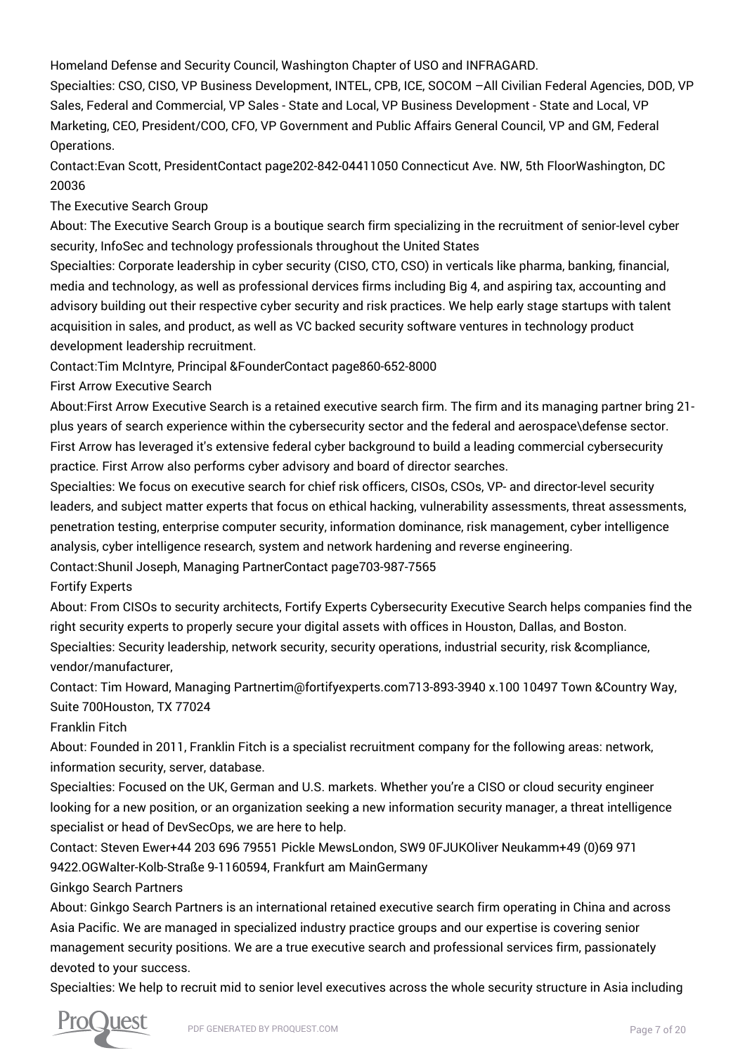Homeland Defense and Security Council, Washington Chapter of USO and INFRAGARD.

Specialties: CSO, CISO, VP Business Development, INTEL, CPB, ICE, SOCOM –All Civilian Federal Agencies, DOD, VP Sales, Federal and Commercial, VP Sales - State and Local, VP Business Development - State and Local, VP Marketing, CEO, President/COO, CFO, VP Government and Public Affairs General Council, VP and GM, Federal Operations.

Contact:Evan Scott, PresidentContact page202-842-04411050 Connecticut Ave. NW, 5th FloorWashington, DC 20036

The Executive Search Group

About: The Executive Search Group is a boutique search firm specializing in the recruitment of senior-level cyber security, InfoSec and technology professionals throughout the United States

Specialties: Corporate leadership in cyber security (CISO, CTO, CSO) in verticals like pharma, banking, financial, media and technology, as well as professional dervices firms including Big 4, and aspiring tax, accounting and advisory building out their respective cyber security and risk practices. We help early stage startups with talent acquisition in sales, and product, as well as VC backed security software ventures in technology product development leadership recruitment.

Contact:Tim McIntyre, Principal &FounderContact page860-652-8000

First Arrow Executive Search

About:First Arrow Executive Search is a retained executive search firm. The firm and its managing partner bring 21-plus years of search experience within the cybersecurity sector and the federal and aerospace\defense sector. First Arrow has leveraged it's extensive federal cyber background to build a leading commercial cybersecurity practice. First Arrow also performs cyber advisory and board of director searches.

Specialties: We focus on executive search for chief risk officers, CISOs, CSOs, VP- and director-level security leaders, and subject matter experts that focus on ethical hacking, vulnerability assessments, threat assessments, penetration testing, enterprise computer security, information dominance, risk management, cyber intelligence analysis, cyber intelligence research, system and network hardening and reverse engineering.

Contact:Shunil Joseph, Managing PartnerContact page703-987-7565

Fortify Experts

About: From CISOs to security architects, Fortify Experts Cybersecurity Executive Search helps companies find the right security experts to properly secure your digital assets with offices in Houston, Dallas, and Boston.

Specialties: Security leadership, network security, security operations, industrial security, risk &compliance, vendor/manufacturer,

Contact: Tim Howard, Managing Partnertim@fortifyexperts.com713-893-3940 x.100 10497 Town &Country Way, Suite 700Houston, TX 77024

Franklin Fitch

About: Founded in 2011, Franklin Fitch is a specialist recruitment company for the following areas: network, information security, server, database.

Specialties: Focused on the UK, German and U.S. markets. Whether you're a CISO or cloud security engineer looking for a new position, or an organization seeking a new information security manager, a threat intelligence specialist or head of DevSecOps, we are here to help.

Contact: Steven Ewer+44 203 696 79551 Pickle MewsLondon, SW9 0FJUKOliver Neukamm+49 (0)69 971 9422.OGWalter-Kolb-Straße 9-1160594, Frankfurt am MainGermany

Ginkgo Search Partners

About: Ginkgo Search Partners is an international retained executive search firm operating in China and across Asia Pacific. We are managed in specialized industry practice groups and our expertise is covering senior management security positions. We are a true executive search and professional services firm, passionately devoted to your success.

Specialties: We help to recruit mid to senior level executives across the whole security structure in Asia including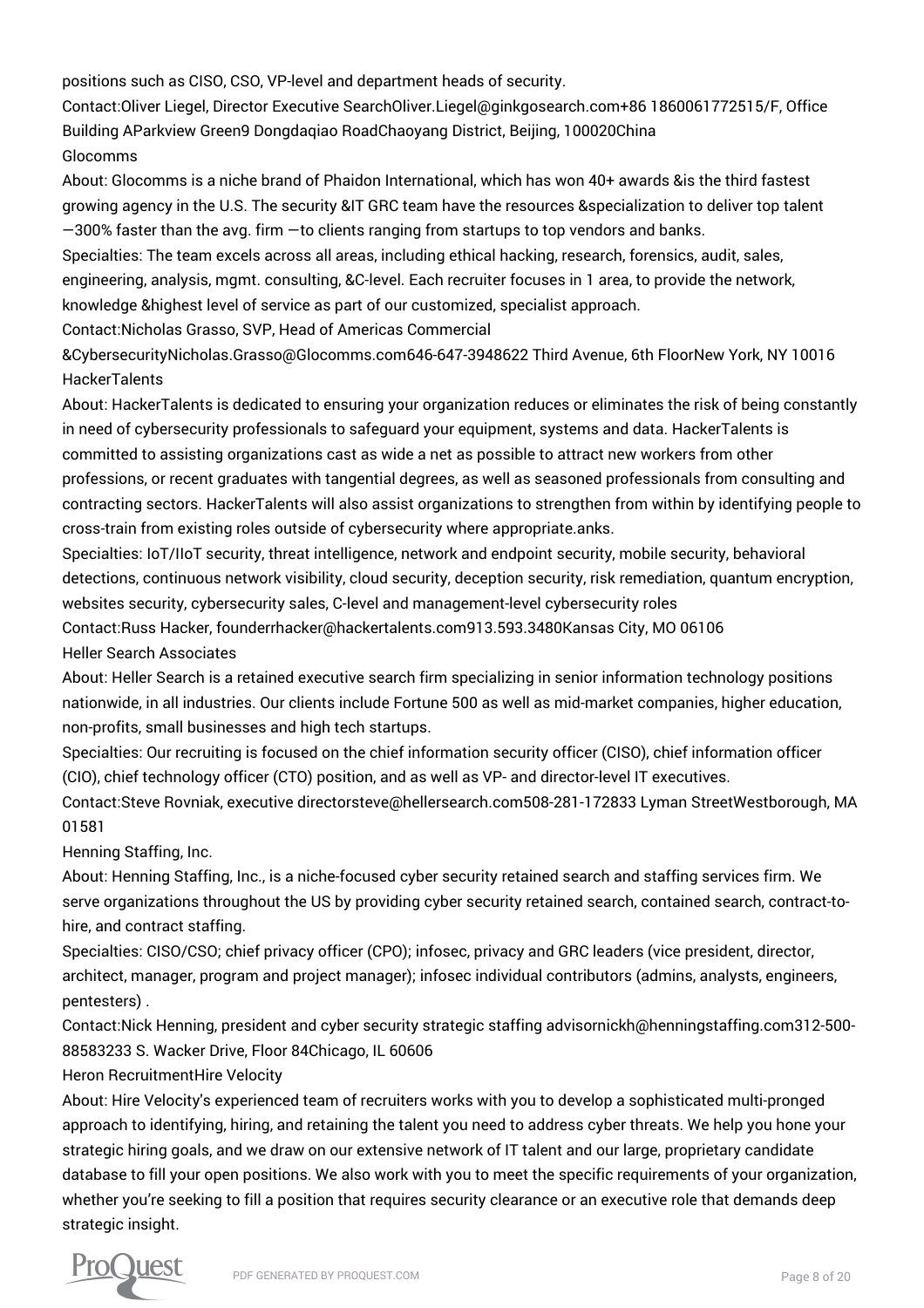positions such as CISO, CSO, VP-level and department heads of security.

Contact:Oliver Liegel, Director Executive SearchOliver.Liegel@ginkgosearch.com+86 1860061772515/F, Office Building AParkview Green9 Dongdaqiao RoadChaoyang District, Beijing, 100020China

Glocomms

About: Glocomms is a niche brand of Phaidon International, which has won 40+ awards &is the third fastest growing agency in the U.S. The security &IT GRC team have the resources &specialization to deliver top talent —300% faster than the avg. firm —to clients ranging from startups to top vendors and banks.

Specialties: The team excels across all areas, including ethical hacking, research, forensics, audit, sales, engineering, analysis, mgmt. consulting, &C-level. Each recruiter focuses in 1 area, to provide the network, knowledge &highest level of service as part of our customized, specialist approach.

Contact:Nicholas Grasso, SVP, Head of Americas Commercial &CybersecurityNicholas.Grasso@Glocomms.com646-647-3948622 Third Avenue, 6th FloorNew York, NY 10016

HackerTalents

About: HackerTalents is dedicated to ensuring your organization reduces or eliminates the risk of being constantly in need of cybersecurity professionals to safeguard your equipment, systems and data. HackerTalents is committed to assisting organizations cast as wide a net as possible to attract new workers from other professions, or recent graduates with tangential degrees, as well as seasoned professionals from consulting and contracting sectors. HackerTalents will also assist organizations to strengthen from within by identifying people to cross-train from existing roles outside of cybersecurity where appropriate.anks.

Specialties: IoT/IIoT security, threat intelligence, network and endpoint security, mobile security, behavioral detections, continuous network visibility, cloud security, deception security, risk remediation, quantum encryption, websites security, cybersecurity sales, C-level and management-level cybersecurity roles

Contact:Russ Hacker, founderrhacker@hackertalents.com913.593.3480Kansas City, MO 06106

Heller Search Associates

About: Heller Search is a retained executive search firm specializing in senior information technology positions nationwide, in all industries. Our clients include Fortune 500 as well as mid-market companies, higher education, non-profits, small businesses and high tech startups.

Specialties: Our recruiting is focused on the chief information security officer (CISO), chief information officer (CIO), chief technology officer (CTO) position, and as well as VP- and director-level IT executives.

Contact:Steve Rovniak, executive directorsteve@hellersearch.com508-281-172833 Lyman StreetWestborough, MA 01581

Henning Staffing, Inc.

About: Henning Staffing, Inc., is a niche-focused cyber security retained search and staffing services firm. We serve organizations throughout the US by providing cyber security retained search, contained search, contract-to-hire, and contract staffing.

Specialties: CISO/CSO; chief privacy officer (CPO); infosec, privacy and GRC leaders (vice president, director, architect, manager, program and project manager); infosec individual contributors (admins, analysts, engineers, pentesters) .

Contact:Nick Henning, president and cyber security strategic staffing advisornickh@henningstaffing.com312-500-88583233 S. Wacker Drive, Floor 84Chicago, IL 60606

Heron RecruitmentHire Velocity

About: Hire Velocity's experienced team of recruiters works with you to develop a sophisticated multi-pronged approach to identifying, hiring, and retaining the talent you need to address cyber threats. We help you hone your strategic hiring goals, and we draw on our extensive network of IT talent and our large, proprietary candidate database to fill your open positions. We also work with you to meet the specific requirements of your organization, whether you're seeking to fill a position that requires security clearance or an executive role that demands deep strategic insight.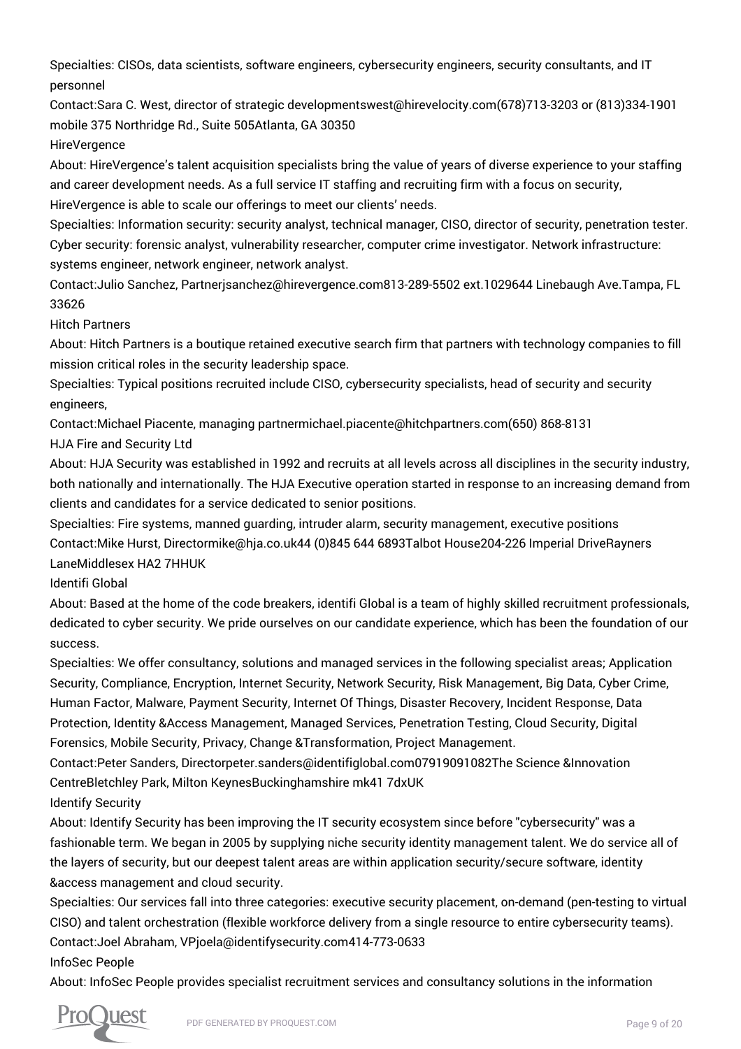Specialties: CISOs, data scientists, software engineers, cybersecurity engineers, security consultants, and IT personnel

Contact:Sara C. West, director of strategic developmentswest@hirevelocity.com(678)713-3203 or (813)334-1901 mobile 375 Northridge Rd., Suite 505Atlanta, GA 30350

HireVergence

About: HireVergence's talent acquisition specialists bring the value of years of diverse experience to your staffing and career development needs. As a full service IT staffing and recruiting firm with a focus on security, HireVergence is able to scale our offerings to meet our clients' needs.

Specialties: Information security: security analyst, technical manager, CISO, director of security, penetration tester. Cyber security: forensic analyst, vulnerability researcher, computer crime investigator. Network infrastructure: systems engineer, network engineer, network analyst.

Contact:Julio Sanchez, Partnerjsanchez@hirevergence.com813-289-5502 ext.1029644 Linebaugh Ave.Tampa, FL 33626

Hitch Partners

About: Hitch Partners is a boutique retained executive search firm that partners with technology companies to fill mission critical roles in the security leadership space.

Specialties: Typical positions recruited include CISO, cybersecurity specialists, head of security and security engineers,

Contact:Michael Piacente, managing partnermichael.piacente@hitchpartners.com(650) 868-8131

HJA Fire and Security Ltd

About: HJA Security was established in 1992 and recruits at all levels across all disciplines in the security industry, both nationally and internationally. The HJA Executive operation started in response to an increasing demand from clients and candidates for a service dedicated to senior positions.

Specialties: Fire systems, manned guarding, intruder alarm, security management, executive positions

Contact:Mike Hurst, Directormike@hja.co.uk44 (0)845 644 6893Talbot House204-226 Imperial DriveRayners LaneMiddlesex HA2 7HHUK

Identifi Global

About: Based at the home of the code breakers, identifi Global is a team of highly skilled recruitment professionals, dedicated to cyber security. We pride ourselves on our candidate experience, which has been the foundation of our success.

Specialties: We offer consultancy, solutions and managed services in the following specialist areas; Application Security, Compliance, Encryption, Internet Security, Network Security, Risk Management, Big Data, Cyber Crime, Human Factor, Malware, Payment Security, Internet Of Things, Disaster Recovery, Incident Response, Data Protection, Identity &Access Management, Managed Services, Penetration Testing, Cloud Security, Digital Forensics, Mobile Security, Privacy, Change &Transformation, Project Management.

Contact:Peter Sanders, Directorpeter.sanders@identifiglobal.com07919091082The Science &Innovation CentreBletchley Park, Milton KeynesBuckinghamshire mk41 7dxUK

Identify Security

About: Identify Security has been improving the IT security ecosystem since before "cybersecurity" was a fashionable term. We began in 2005 by supplying niche security identity management talent. We do service all of the layers of security, but our deepest talent areas are within application security/secure software, identity &access management and cloud security.

Specialties: Our services fall into three categories: executive security placement, on-demand (pen-testing to virtual CISO) and talent orchestration (flexible workforce delivery from a single resource to entire cybersecurity teams).

Contact:Joel Abraham, VPjoela@identifysecurity.com414-773-0633

InfoSec People

About: InfoSec People provides specialist recruitment services and consultancy solutions in the information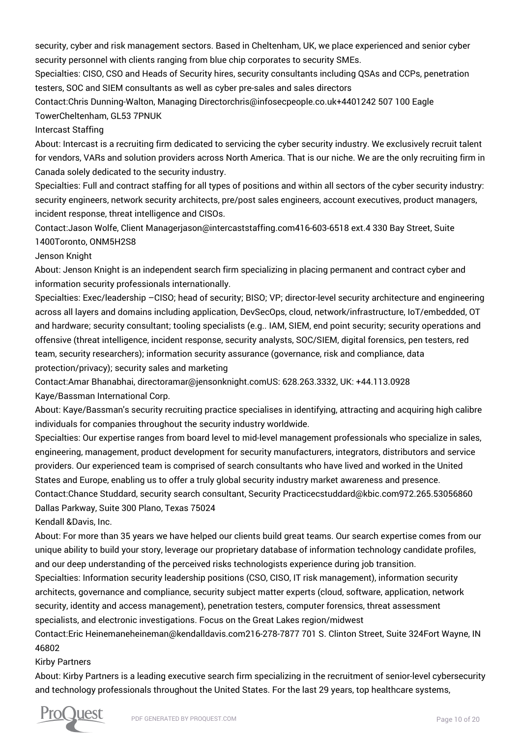security, cyber and risk management sectors. Based in Cheltenham, UK, we place experienced and senior cyber security personnel with clients ranging from blue chip corporates to security SMEs.

Specialties: CISO, CSO and Heads of Security hires, security consultants including QSAs and CCPs, penetration testers, SOC and SIEM consultants as well as cyber pre-sales and sales directors

Contact:Chris Dunning-Walton, Managing Directorchris@infosecpeople.co.uk+4401242 507 100 Eagle TowerCheltenham, GL53 7PNUK

Intercast Staffing

About: Intercast is a recruiting firm dedicated to servicing the cyber security industry. We exclusively recruit talent for vendors, VARs and solution providers across North America. That is our niche. We are the only recruiting firm in Canada solely dedicated to the security industry.

Specialties: Full and contract staffing for all types of positions and within all sectors of the cyber security industry: security engineers, network security architects, pre/post sales engineers, account executives, product managers, incident response, threat intelligence and CISOs.

Contact:Jason Wolfe, Client Managerjason@intercaststaffing.com416-603-6518 ext.4 330 Bay Street, Suite 1400Toronto, ONM5H2S8

Jenson Knight

About: Jenson Knight is an independent search firm specializing in placing permanent and contract cyber and information security professionals internationally.

Specialties: Exec/leadership –CISO; head of security; BISO; VP; director-level security architecture and engineering across all layers and domains including application, DevSecOps, cloud, network/infrastructure, IoT/embedded, OT and hardware; security consultant; tooling specialists (e.g.. IAM, SIEM, end point security; security operations and offensive (threat intelligence, incident response, security analysts, SOC/SIEM, digital forensics, pen testers, red team, security researchers); information security assurance (governance, risk and compliance, data protection/privacy); security sales and marketing

Contact:Amar Bhanabhai, directoramar@jensonknight.comUS: 628.263.3332, UK: +44.113.0928

Kaye/Bassman International Corp.

About: Kaye/Bassman's security recruiting practice specialises in identifying, attracting and acquiring high calibre individuals for companies throughout the security industry worldwide.

Specialties: Our expertise ranges from board level to mid-level management professionals who specialize in sales, engineering, management, product development for security manufacturers, integrators, distributors and service providers. Our experienced team is comprised of search consultants who have lived and worked in the United States and Europe, enabling us to offer a truly global security industry market awareness and presence.

Contact:Chance Studdard, security search consultant, Security Practicecstuddard@kbic.com972.265.53056860 Dallas Parkway, Suite 300 Plano, Texas 75024

Kendall &Davis, Inc.

About: For more than 35 years we have helped our clients build great teams. Our search expertise comes from our unique ability to build your story, leverage our proprietary database of information technology candidate profiles, and our deep understanding of the perceived risks technologists experience during job transition.

Specialties: Information security leadership positions (CSO, CISO, IT risk management), information security architects, governance and compliance, security subject matter experts (cloud, software, application, network security, identity and access management), penetration testers, computer forensics, threat assessment specialists, and electronic investigations. Focus on the Great Lakes region/midwest

Contact:Eric Heinemaneheineman@kendalldavis.com216-278-7877 701 S. Clinton Street, Suite 324Fort Wayne, IN 46802

Kirby Partners

About: Kirby Partners is a leading executive search firm specializing in the recruitment of senior-level cybersecurity and technology professionals throughout the United States. For the last 29 years, top healthcare systems,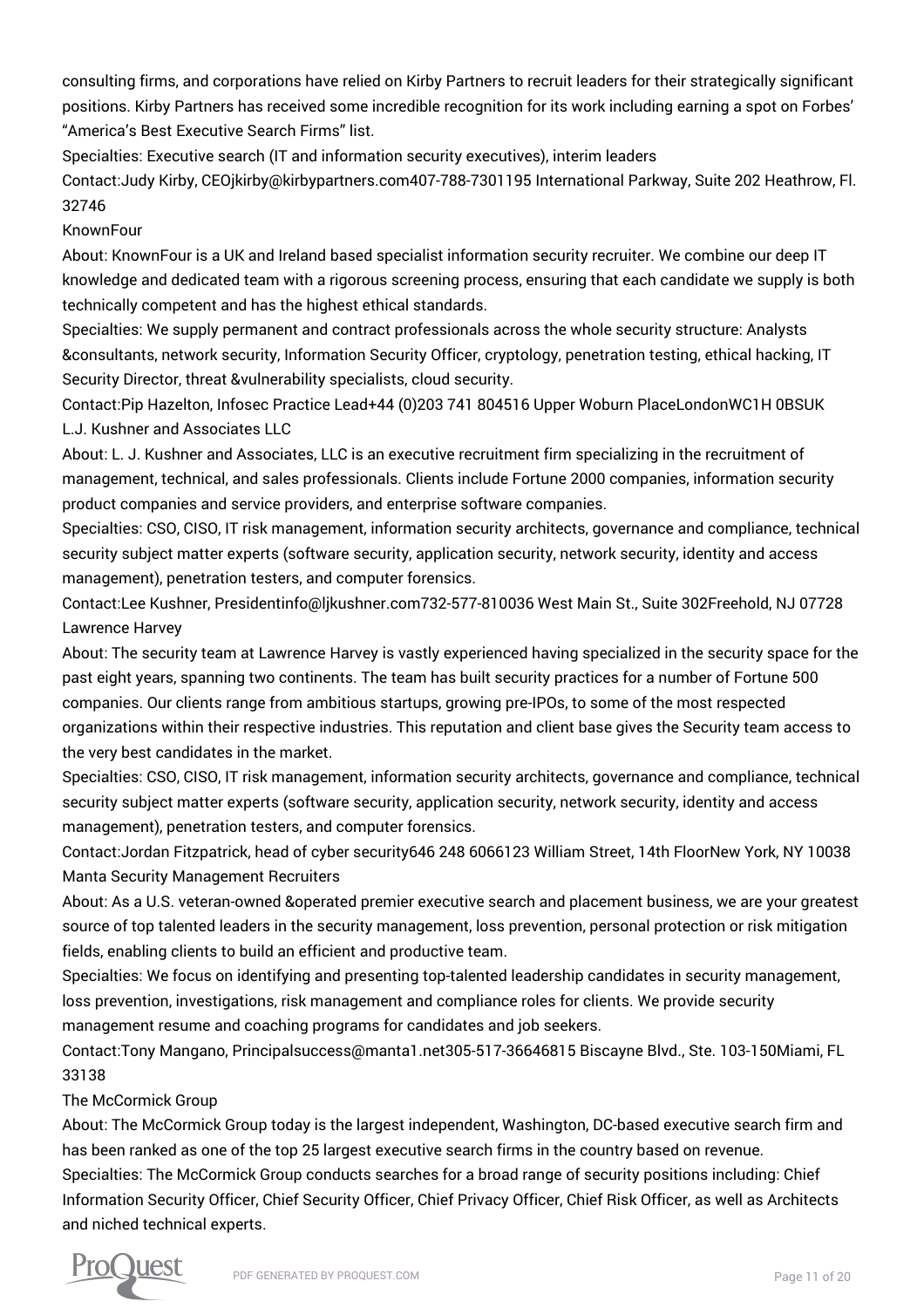consulting firms, and corporations have relied on Kirby Partners to recruit leaders for their strategically significant positions. Kirby Partners has received some incredible recognition for its work including earning a spot on Forbes' "America's Best Executive Search Firms" list.

Specialties: Executive search (IT and information security executives), interim leaders

Contact:Judy Kirby, CEOjkirby@kirbypartners.com407-788-7301195 International Parkway, Suite 202 Heathrow, Fl. 32746

KnownFour

About: KnownFour is a UK and Ireland based specialist information security recruiter. We combine our deep IT knowledge and dedicated team with a rigorous screening process, ensuring that each candidate we supply is both technically competent and has the highest ethical standards.

Specialties: We supply permanent and contract professionals across the whole security structure: Analysts &consultants, network security, Information Security Officer, cryptology, penetration testing, ethical hacking, IT Security Director, threat &vulnerability specialists, cloud security.

Contact:Pip Hazelton, Infosec Practice Lead+44 (0)203 741 804516 Upper Woburn PlaceLondonWC1H 0BSUK

L.J. Kushner and Associates LLC

About: L. J. Kushner and Associates, LLC is an executive recruitment firm specializing in the recruitment of management, technical, and sales professionals. Clients include Fortune 2000 companies, information security product companies and service providers, and enterprise software companies.

Specialties: CSO, CISO, IT risk management, information security architects, governance and compliance, technical security subject matter experts (software security, application security, network security, identity and access management), penetration testers, and computer forensics.

Contact:Lee Kushner, Presidentinfo@ljkushner.com732-577-810036 West Main St., Suite 302Freehold, NJ 07728

Lawrence Harvey

About: The security team at Lawrence Harvey is vastly experienced having specialized in the security space for the past eight years, spanning two continents. The team has built security practices for a number of Fortune 500 companies. Our clients range from ambitious startups, growing pre-IPOs, to some of the most respected organizations within their respective industries. This reputation and client base gives the Security team access to the very best candidates in the market.

Specialties: CSO, CISO, IT risk management, information security architects, governance and compliance, technical security subject matter experts (software security, application security, network security, identity and access management), penetration testers, and computer forensics.

Contact:Jordan Fitzpatrick, head of cyber security646 248 6066123 William Street, 14th FloorNew York, NY 10038

Manta Security Management Recruiters

About: As a U.S. veteran-owned &operated premier executive search and placement business, we are your greatest source of top talented leaders in the security management, loss prevention, personal protection or risk mitigation fields, enabling clients to build an efficient and productive team.

Specialties: We focus on identifying and presenting top-talented leadership candidates in security management, loss prevention, investigations, risk management and compliance roles for clients. We provide security management resume and coaching programs for candidates and job seekers.

Contact:Tony Mangano, Principalsuccess@manta1.net305-517-36646815 Biscayne Blvd., Ste. 103-150Miami, FL 33138

The McCormick Group

About: The McCormick Group today is the largest independent, Washington, DC-based executive search firm and has been ranked as one of the top 25 largest executive search firms in the country based on revenue.

Specialties: The McCormick Group conducts searches for a broad range of security positions including: Chief Information Security Officer, Chief Security Officer, Chief Privacy Officer, Chief Risk Officer, as well as Architects and niched technical experts.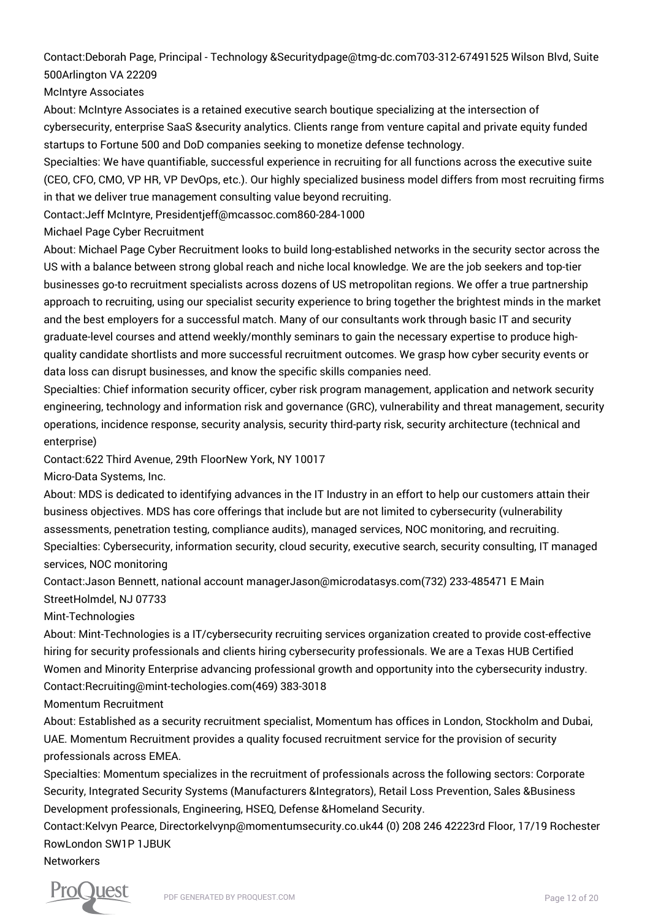Contact:Deborah Page, Principal - Technology &Securitydpage@tmg-dc.com703-312-67491525 Wilson Blvd, Suite 500Arlington VA 22209

McIntyre Associates

About: McIntyre Associates is a retained executive search boutique specializing at the intersection of cybersecurity, enterprise SaaS &security analytics. Clients range from venture capital and private equity funded startups to Fortune 500 and DoD companies seeking to monetize defense technology.

Specialties: We have quantifiable, successful experience in recruiting for all functions across the executive suite (CEO, CFO, CMO, VP HR, VP DevOps, etc.). Our highly specialized business model differs from most recruiting firms in that we deliver true management consulting value beyond recruiting.

Contact:Jeff McIntyre, Presidentjeff@mcassoc.com860-284-1000

Michael Page Cyber Recruitment

About: Michael Page Cyber Recruitment looks to build long-established networks in the security sector across the US with a balance between strong global reach and niche local knowledge. We are the job seekers and top-tier businesses go-to recruitment specialists across dozens of US metropolitan regions. We offer a true partnership approach to recruiting, using our specialist security experience to bring together the brightest minds in the market and the best employers for a successful match. Many of our consultants work through basic IT and security graduate-level courses and attend weekly/monthly seminars to gain the necessary expertise to produce high-quality candidate shortlists and more successful recruitment outcomes. We grasp how cyber security events or data loss can disrupt businesses, and know the specific skills companies need.

Specialties: Chief information security officer, cyber risk program management, application and network security engineering, technology and information risk and governance (GRC), vulnerability and threat management, security operations, incidence response, security analysis, security third-party risk, security architecture (technical and enterprise)

Contact:622 Third Avenue, 29th FloorNew York, NY 10017

Micro-Data Systems, Inc.

About: MDS is dedicated to identifying advances in the IT Industry in an effort to help our customers attain their business objectives. MDS has core offerings that include but are not limited to cybersecurity (vulnerability assessments, penetration testing, compliance audits), managed services, NOC monitoring, and recruiting.

Specialties: Cybersecurity, information security, cloud security, executive search, security consulting, IT managed services, NOC monitoring

Contact:Jason Bennett, national account managerJason@microdatasys.com(732) 233-485471 E Main StreetHolmdel, NJ 07733

Mint-Technologies

About: Mint-Technologies is a IT/cybersecurity recruiting services organization created to provide cost-effective hiring for security professionals and clients hiring cybersecurity professionals. We are a Texas HUB Certified Women and Minority Enterprise advancing professional growth and opportunity into the cybersecurity industry.

Contact:Recruiting@mint-techologies.com(469) 383-3018

Momentum Recruitment

About: Established as a security recruitment specialist, Momentum has offices in London, Stockholm and Dubai, UAE. Momentum Recruitment provides a quality focused recruitment service for the provision of security professionals across EMEA.

Specialties: Momentum specializes in the recruitment of professionals across the following sectors: Corporate Security, Integrated Security Systems (Manufacturers &Integrators), Retail Loss Prevention, Sales &Business Development professionals, Engineering, HSEQ, Defense &Homeland Security.

Contact:Kelvyn Pearce, Directorkelvynp@momentumsecurity.co.uk44 (0) 208 246 42223rd Floor, 17/19 Rochester RowLondon SW1P 1JBUK

Networkers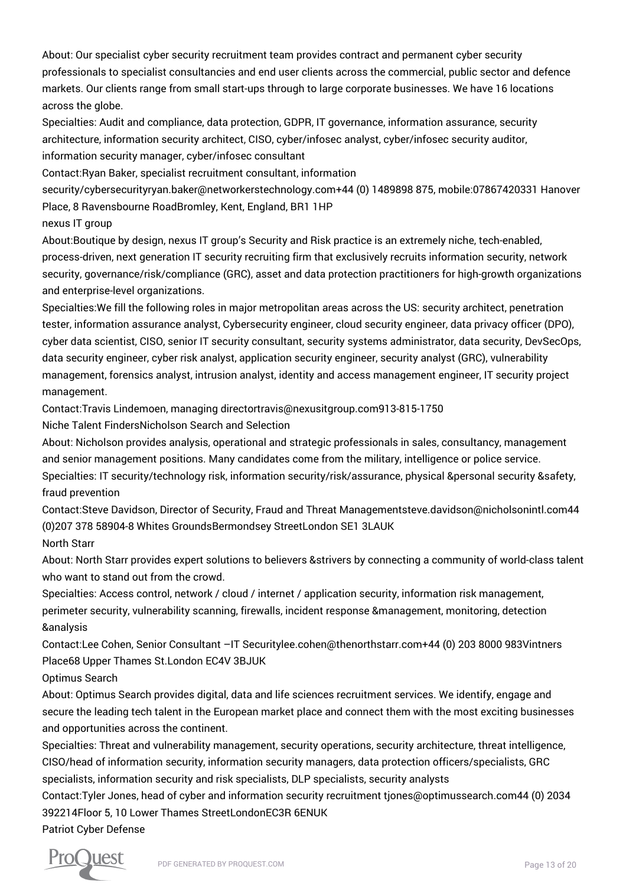About: Our specialist cyber security recruitment team provides contract and permanent cyber security professionals to specialist consultancies and end user clients across the commercial, public sector and defence markets. Our clients range from small start-ups through to large corporate businesses. We have 16 locations across the globe.

Specialties: Audit and compliance, data protection, GDPR, IT governance, information assurance, security architecture, information security architect, CISO, cyber/infosec analyst, cyber/infosec security auditor, information security manager, cyber/infosec consultant

Contact:Ryan Baker, specialist recruitment consultant, information security/cybersecurityryan.baker@networkerstechnology.com+44 (0) 1489898 875, mobile:07867420331 Hanover Place, 8 Ravensbourne RoadBromley, Kent, England, BR1 1HP

nexus IT group

About:Boutique by design, nexus IT group's Security and Risk practice is an extremely niche, tech-enabled, process-driven, next generation IT security recruiting firm that exclusively recruits information security, network security, governance/risk/compliance (GRC), asset and data protection practitioners for high-growth organizations and enterprise-level organizations.

Specialties:We fill the following roles in major metropolitan areas across the US: security architect, penetration tester, information assurance analyst, Cybersecurity engineer, cloud security engineer, data privacy officer (DPO), cyber data scientist, CISO, senior IT security consultant, security systems administrator, data security, DevSecOps, data security engineer, cyber risk analyst, application security engineer, security analyst (GRC), vulnerability management, forensics analyst, intrusion analyst, identity and access management engineer, IT security project management.

Contact:Travis Lindemoen, managing directortravis@nexusitgroup.com913-815-1750

Niche Talent FindersNicholson Search and Selection

About: Nicholson provides analysis, operational and strategic professionals in sales, consultancy, management and senior management positions. Many candidates come from the military, intelligence or police service.

Specialties: IT security/technology risk, information security/risk/assurance, physical &personal security &safety, fraud prevention

Contact:Steve Davidson, Director of Security, Fraud and Threat Managementsteve.davidson@nicholsonintl.com44 (0)207 378 58904-8 Whites GroundsBermondsey StreetLondon SE1 3LAUK

North Starr

About: North Starr provides expert solutions to believers &strivers by connecting a community of world-class talent who want to stand out from the crowd.

Specialties: Access control, network / cloud / internet / application security, information risk management, perimeter security, vulnerability scanning, firewalls, incident response &management, monitoring, detection &analysis

Contact:Lee Cohen, Senior Consultant –IT Securitylee.cohen@thenorthstarr.com+44 (0) 203 8000 983Vintners Place68 Upper Thames St.London EC4V 3BJUK

Optimus Search

About: Optimus Search provides digital, data and life sciences recruitment services. We identify, engage and secure the leading tech talent in the European market place and connect them with the most exciting businesses and opportunities across the continent.

Specialties: Threat and vulnerability management, security operations, security architecture, threat intelligence, CISO/head of information security, information security managers, data protection officers/specialists, GRC specialists, information security and risk specialists, DLP specialists, security analysts

Contact:Tyler Jones, head of cyber and information security recruitment tjones@optimussearch.com44 (0) 2034 392214Floor 5, 10 Lower Thames StreetLondonEC3R 6ENUK

Patriot Cyber Defense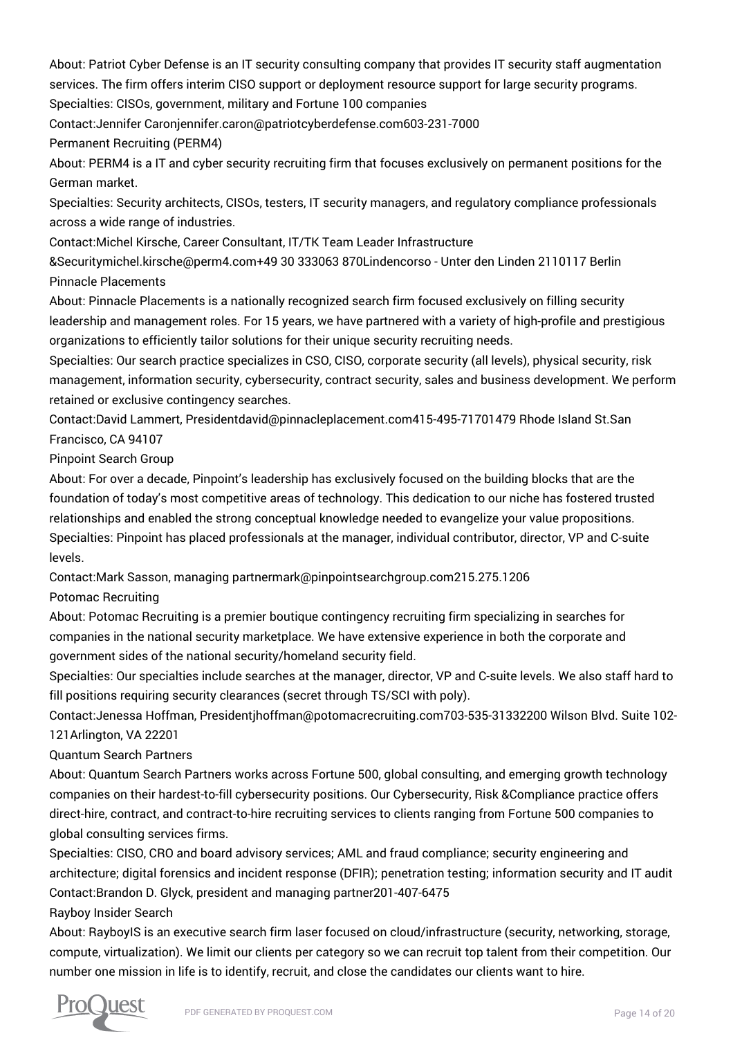About: Patriot Cyber Defense is an IT security consulting company that provides IT security staff augmentation services. The firm offers interim CISO support or deployment resource support for large security programs.

Specialties: CISOs, government, military and Fortune 100 companies

Contact:Jennifer Caronjennifer.caron@patriotcyberdefense.com603-231-7000

Permanent Recruiting (PERM4)

About: PERM4 is a IT and cyber security recruiting firm that focuses exclusively on permanent positions for the German market.

Specialties: Security architects, CISOs, testers, IT security managers, and regulatory compliance professionals across a wide range of industries.

Contact:Michel Kirsche, Career Consultant, IT/TK Team Leader Infrastructure &Securitymichel.kirsche@perm4.com+49 30 333063 870Lindencorso - Unter den Linden 2110117 Berlin

Pinnacle Placements

About: Pinnacle Placements is a nationally recognized search firm focused exclusively on filling security leadership and management roles. For 15 years, we have partnered with a variety of high-profile and prestigious organizations to efficiently tailor solutions for their unique security recruiting needs.

Specialties: Our search practice specializes in CSO, CISO, corporate security (all levels), physical security, risk management, information security, cybersecurity, contract security, sales and business development. We perform retained or exclusive contingency searches.

Contact:David Lammert, Presidentdavid@pinnacleplacement.com415-495-71701479 Rhode Island St.San Francisco, CA 94107

Pinpoint Search Group

About: For over a decade, Pinpoint's leadership has exclusively focused on the building blocks that are the foundation of today's most competitive areas of technology. This dedication to our niche has fostered trusted relationships and enabled the strong conceptual knowledge needed to evangelize your value propositions.

Specialties: Pinpoint has placed professionals at the manager, individual contributor, director, VP and C-suite levels.

Contact:Mark Sasson, managing partnermark@pinpointsearchgroup.com215.275.1206

Potomac Recruiting

About: Potomac Recruiting is a premier boutique contingency recruiting firm specializing in searches for companies in the national security marketplace. We have extensive experience in both the corporate and government sides of the national security/homeland security field.

Specialties: Our specialties include searches at the manager, director, VP and C-suite levels. We also staff hard to fill positions requiring security clearances (secret through TS/SCI with poly).

Contact:Jenessa Hoffman, Presidentjhoffman@potomacrecruiting.com703-535-31332200 Wilson Blvd. Suite 102-121Arlington, VA 22201

Quantum Search Partners

About: Quantum Search Partners works across Fortune 500, global consulting, and emerging growth technology companies on their hardest-to-fill cybersecurity positions. Our Cybersecurity, Risk &Compliance practice offers direct-hire, contract, and contract-to-hire recruiting services to clients ranging from Fortune 500 companies to global consulting services firms.

Specialties: CISO, CRO and board advisory services; AML and fraud compliance; security engineering and architecture; digital forensics and incident response (DFIR); penetration testing; information security and IT audit

Contact:Brandon D. Glyck, president and managing partner201-407-6475

Rayboy Insider Search

About: RayboyIS is an executive search firm laser focused on cloud/infrastructure (security, networking, storage, compute, virtualization). We limit our clients per category so we can recruit top talent from their competition. Our number one mission in life is to identify, recruit, and close the candidates our clients want to hire.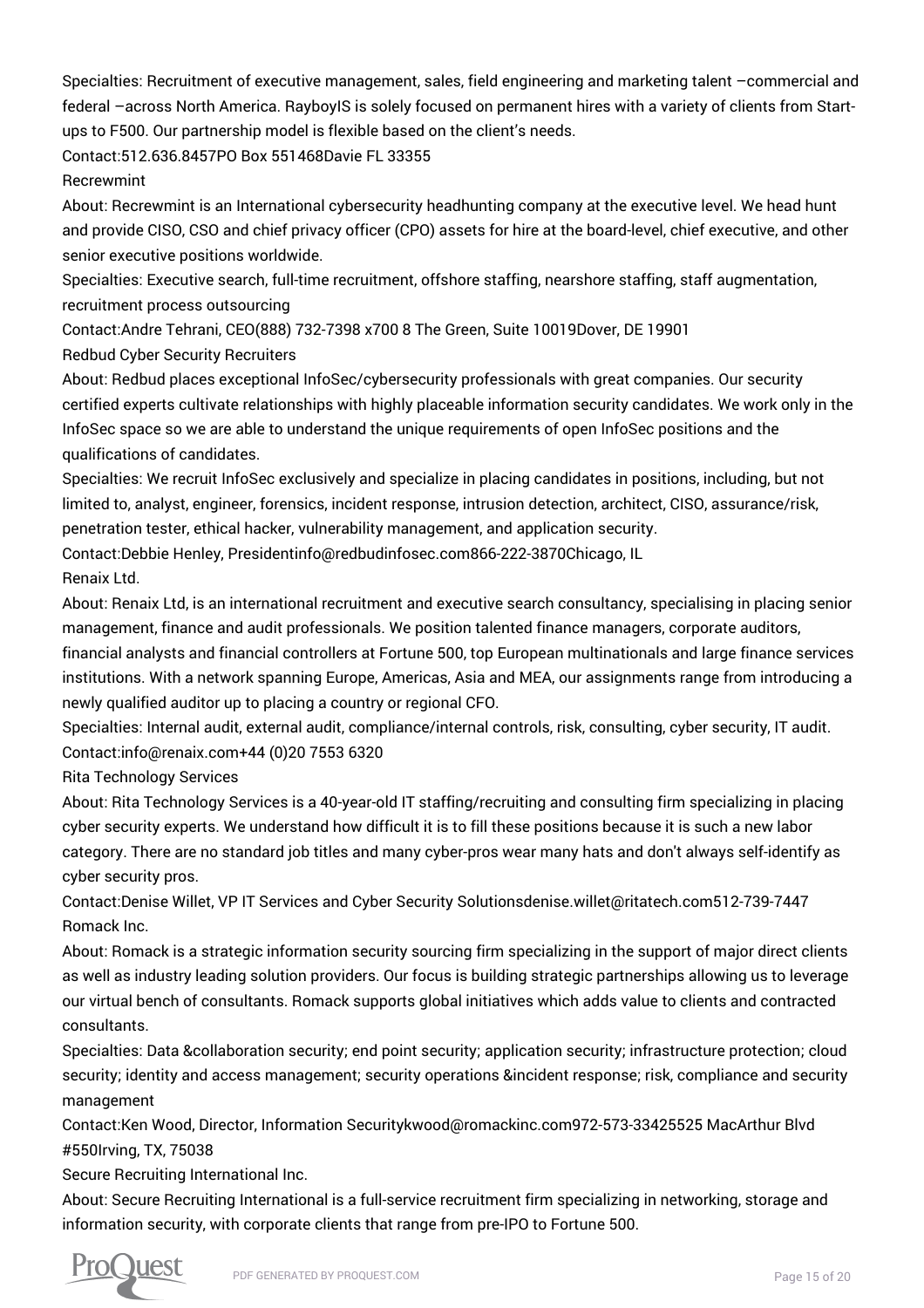Specialties: Recruitment of executive management, sales, field engineering and marketing talent –commercial and federal –across North America. RayboyIS is solely focused on permanent hires with a variety of clients from Start-ups to F500. Our partnership model is flexible based on the client's needs.

Contact:512.636.8457PO Box 551468Davie FL 33355

Recrewmint

About: Recrewmint is an International cybersecurity headhunting company at the executive level. We head hunt and provide CISO, CSO and chief privacy officer (CPO) assets for hire at the board-level, chief executive, and other senior executive positions worldwide.

Specialties: Executive search, full-time recruitment, offshore staffing, nearshore staffing, staff augmentation, recruitment process outsourcing

Contact:Andre Tehrani, CEO(888) 732-7398 x700 8 The Green, Suite 10019Dover, DE 19901

Redbud Cyber Security Recruiters

About: Redbud places exceptional InfoSec/cybersecurity professionals with great companies. Our security certified experts cultivate relationships with highly placeable information security candidates. We work only in the InfoSec space so we are able to understand the unique requirements of open InfoSec positions and the qualifications of candidates.

Specialties: We recruit InfoSec exclusively and specialize in placing candidates in positions, including, but not limited to, analyst, engineer, forensics, incident response, intrusion detection, architect, CISO, assurance/risk, penetration tester, ethical hacker, vulnerability management, and application security.

Contact:Debbie Henley, Presidentinfo@redbudinfosec.com866-222-3870Chicago, IL

Renaix Ltd.

About: Renaix Ltd, is an international recruitment and executive search consultancy, specialising in placing senior management, finance and audit professionals. We position talented finance managers, corporate auditors, financial analysts and financial controllers at Fortune 500, top European multinationals and large finance services institutions. With a network spanning Europe, Americas, Asia and MEA, our assignments range from introducing a newly qualified auditor up to placing a country or regional CFO.

Specialties: Internal audit, external audit, compliance/internal controls, risk, consulting, cyber security, IT audit.

Contact:info@renaix.com+44 (0)20 7553 6320

Rita Technology Services

About: Rita Technology Services is a 40-year-old IT staffing/recruiting and consulting firm specializing in placing cyber security experts. We understand how difficult it is to fill these positions because it is such a new labor category. There are no standard job titles and many cyber-pros wear many hats and don't always self-identify as cyber security pros.

Contact:Denise Willet, VP IT Services and Cyber Security Solutionsdenise.willet@ritatech.com512-739-7447

Romack Inc.

About: Romack is a strategic information security sourcing firm specializing in the support of major direct clients as well as industry leading solution providers. Our focus is building strategic partnerships allowing us to leverage our virtual bench of consultants. Romack supports global initiatives which adds value to clients and contracted consultants.

Specialties: Data &collaboration security; end point security; application security; infrastructure protection; cloud security; identity and access management; security operations &incident response; risk, compliance and security management

Contact:Ken Wood, Director, Information Securitykwood@romackinc.com972-573-33425525 MacArthur Blvd #550Irving, TX, 75038

Secure Recruiting International Inc.

About: Secure Recruiting International is a full-service recruitment firm specializing in networking, storage and information security, with corporate clients that range from pre-IPO to Fortune 500.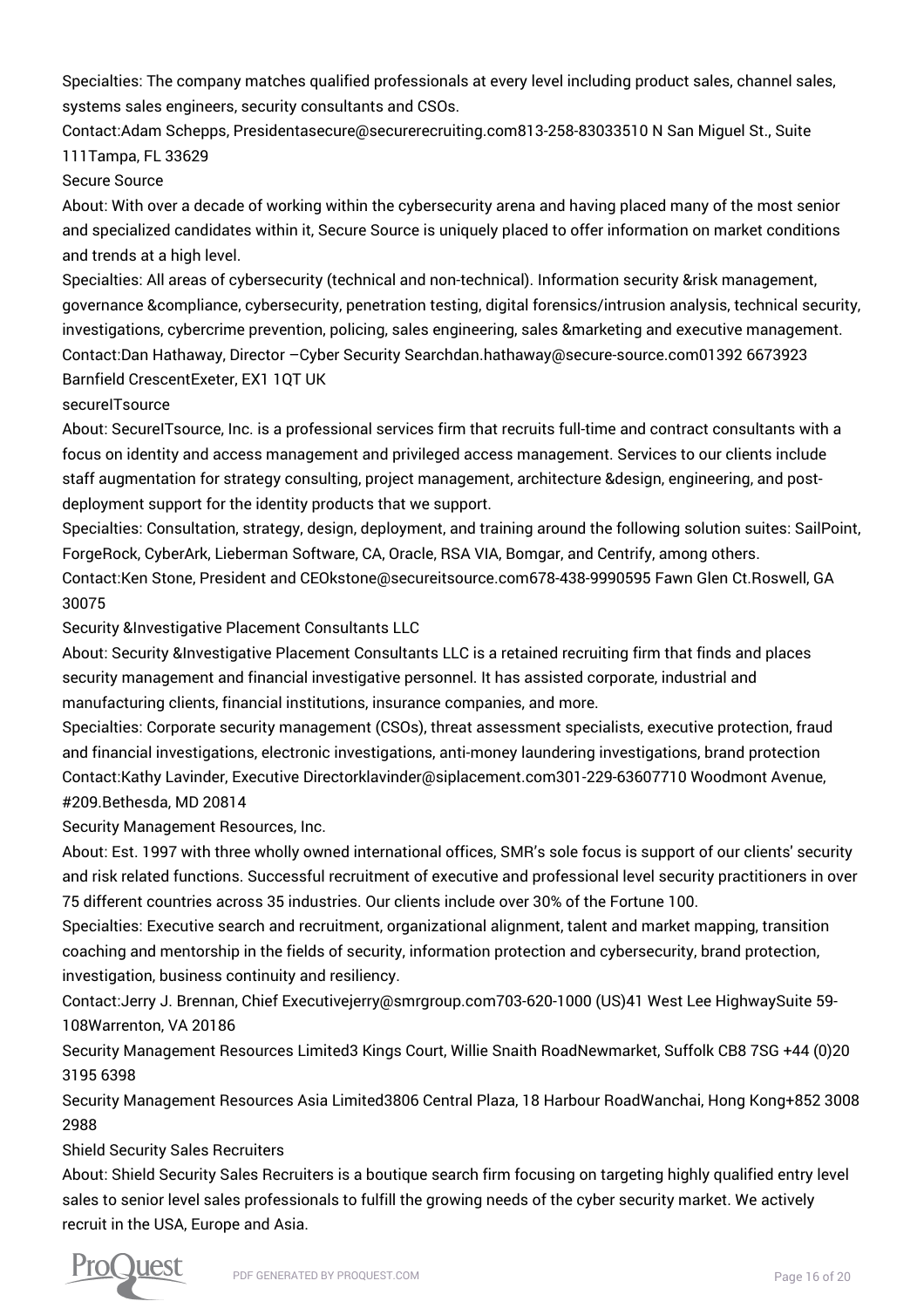Specialties: The company matches qualified professionals at every level including product sales, channel sales, systems sales engineers, security consultants and CSOs.

Contact:Adam Schepps, Presidentasecure@securerecruiting.com813-258-83033510 N San Miguel St., Suite 111Tampa, FL 33629

Secure Source

About: With over a decade of working within the cybersecurity arena and having placed many of the most senior and specialized candidates within it, Secure Source is uniquely placed to offer information on market conditions and trends at a high level.

Specialties: All areas of cybersecurity (technical and non-technical). Information security &risk management, governance &compliance, cybersecurity, penetration testing, digital forensics/intrusion analysis, technical security, investigations, cybercrime prevention, policing, sales engineering, sales &marketing and executive management.

Contact:Dan Hathaway, Director –Cyber Security Searchdan.hathaway@secure-source.com01392 6673923 Barnfield CrescentExeter, EX1 1QT UK

secureITsource

About: SecureITsource, Inc. is a professional services firm that recruits full-time and contract consultants with a focus on identity and access management and privileged access management. Services to our clients include staff augmentation for strategy consulting, project management, architecture &design, engineering, and post-deployment support for the identity products that we support.

Specialties: Consultation, strategy, design, deployment, and training around the following solution suites: SailPoint, ForgeRock, CyberArk, Lieberman Software, CA, Oracle, RSA VIA, Bomgar, and Centrify, among others.

Contact:Ken Stone, President and CEOkstone@secureitsource.com678-438-9990595 Fawn Glen Ct.Roswell, GA 30075

Security &Investigative Placement Consultants LLC

About: Security &Investigative Placement Consultants LLC is a retained recruiting firm that finds and places security management and financial investigative personnel. It has assisted corporate, industrial and manufacturing clients, financial institutions, insurance companies, and more.

Specialties: Corporate security management (CSOs), threat assessment specialists, executive protection, fraud and financial investigations, electronic investigations, anti-money laundering investigations, brand protection

Contact:Kathy Lavinder, Executive Directorklavinder@siplacement.com301-229-63607710 Woodmont Avenue, #209.Bethesda, MD 20814

Security Management Resources, Inc.

About: Est. 1997 with three wholly owned international offices, SMR's sole focus is support of our clients' security and risk related functions. Successful recruitment of executive and professional level security practitioners in over 75 different countries across 35 industries. Our clients include over 30% of the Fortune 100.

Specialties: Executive search and recruitment, organizational alignment, talent and market mapping, transition coaching and mentorship in the fields of security, information protection and cybersecurity, brand protection, investigation, business continuity and resiliency.

Contact:Jerry J. Brennan, Chief Executivejerry@smrgroup.com703-620-1000 (US)41 West Lee HighwaySuite 59-108Warrenton, VA 20186

Security Management Resources Limited3 Kings Court, Willie Snaith RoadNewmarket, Suffolk CB8 7SG +44 (0)20 3195 6398

Security Management Resources Asia Limited3806 Central Plaza, 18 Harbour RoadWanchai, Hong Kong+852 3008 2988

Shield Security Sales Recruiters

About: Shield Security Sales Recruiters is a boutique search firm focusing on targeting highly qualified entry level sales to senior level sales professionals to fulfill the growing needs of the cyber security market. We actively recruit in the USA, Europe and Asia.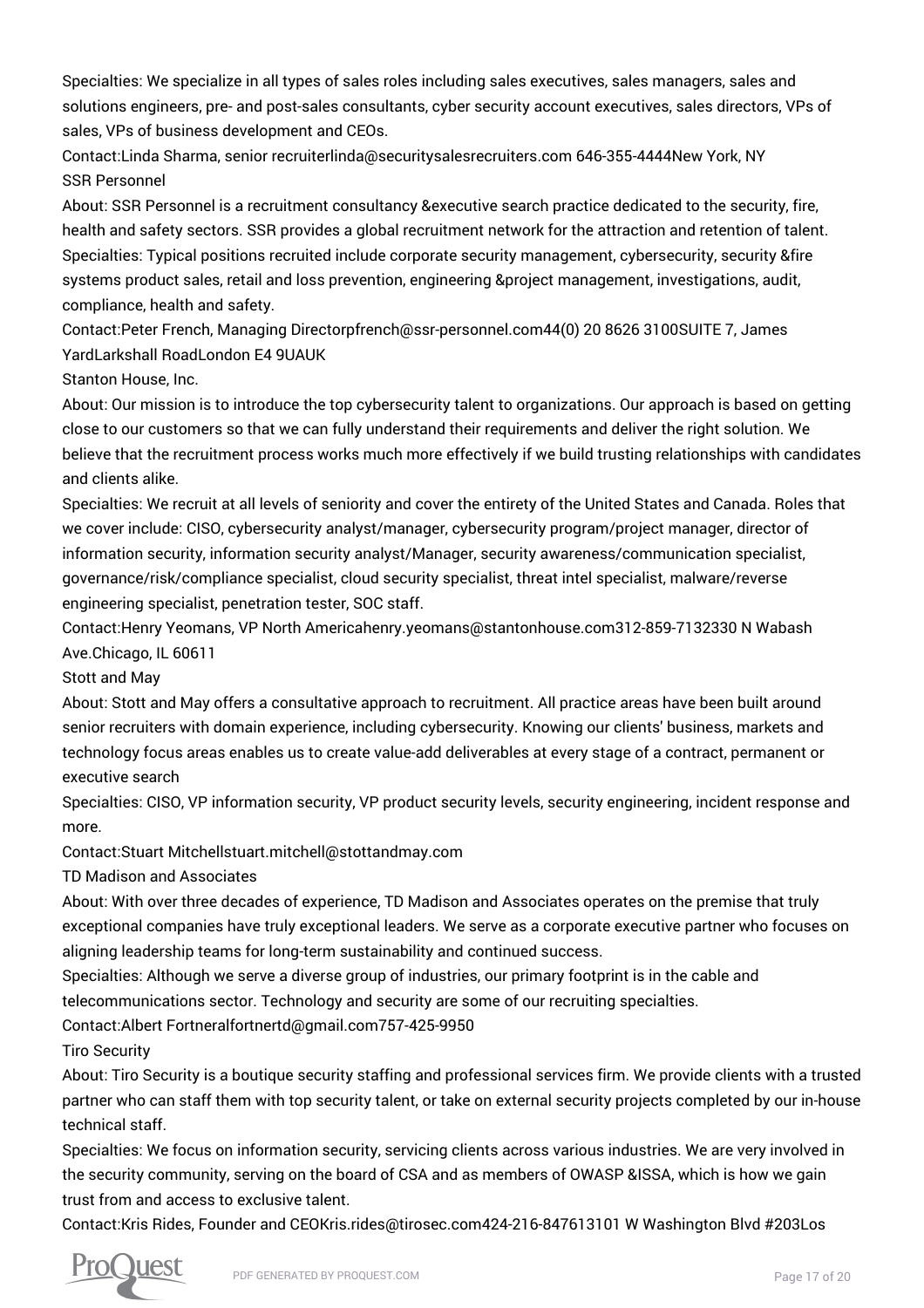Specialties: We specialize in all types of sales roles including sales executives, sales managers, sales and solutions engineers, pre- and post-sales consultants, cyber security account executives, sales directors, VPs of sales, VPs of business development and CEOs.

Contact:Linda Sharma, senior recruiterlinda@securitysalesrecruiters.com 646-355-4444New York, NY

SSR Personnel

About: SSR Personnel is a recruitment consultancy &executive search practice dedicated to the security, fire, health and safety sectors. SSR provides a global recruitment network for the attraction and retention of talent.

Specialties: Typical positions recruited include corporate security management, cybersecurity, security &fire systems product sales, retail and loss prevention, engineering &project management, investigations, audit, compliance, health and safety.

Contact:Peter French, Managing Directorpfrench@ssr-personnel.com44(0) 20 8626 3100SUITE 7, James YardLarkshall RoadLondon E4 9UAUK

Stanton House, Inc.

About: Our mission is to introduce the top cybersecurity talent to organizations. Our approach is based on getting close to our customers so that we can fully understand their requirements and deliver the right solution. We believe that the recruitment process works much more effectively if we build trusting relationships with candidates and clients alike.

Specialties: We recruit at all levels of seniority and cover the entirety of the United States and Canada. Roles that we cover include: CISO, cybersecurity analyst/manager, cybersecurity program/project manager, director of information security, information security analyst/Manager, security awareness/communication specialist, governance/risk/compliance specialist, cloud security specialist, threat intel specialist, malware/reverse engineering specialist, penetration tester, SOC staff.

Contact:Henry Yeomans, VP North Americahenry.yeomans@stantonhouse.com312-859-7132330 N Wabash Ave.Chicago, IL 60611

Stott and May

About: Stott and May offers a consultative approach to recruitment. All practice areas have been built around senior recruiters with domain experience, including cybersecurity. Knowing our clients' business, markets and technology focus areas enables us to create value-add deliverables at every stage of a contract, permanent or executive search

Specialties: CISO, VP information security, VP product security levels, security engineering, incident response and more.

Contact:Stuart Mitchellstuart.mitchell@stottandmay.com

TD Madison and Associates

About: With over three decades of experience, TD Madison and Associates operates on the premise that truly exceptional companies have truly exceptional leaders. We serve as a corporate executive partner who focuses on aligning leadership teams for long-term sustainability and continued success.

Specialties: Although we serve a diverse group of industries, our primary footprint is in the cable and telecommunications sector. Technology and security are some of our recruiting specialties.

Contact:Albert Fortneralfortnertd@gmail.com757-425-9950

Tiro Security

About: Tiro Security is a boutique security staffing and professional services firm. We provide clients with a trusted partner who can staff them with top security talent, or take on external security projects completed by our in-house technical staff.

Specialties: We focus on information security, servicing clients across various industries. We are very involved in the security community, serving on the board of CSA and as members of OWASP &ISSA, which is how we gain trust from and access to exclusive talent.

Contact:Kris Rides, Founder and CEOKris.rides@tirosec.com424-216-847613101 W Washington Blvd #203Los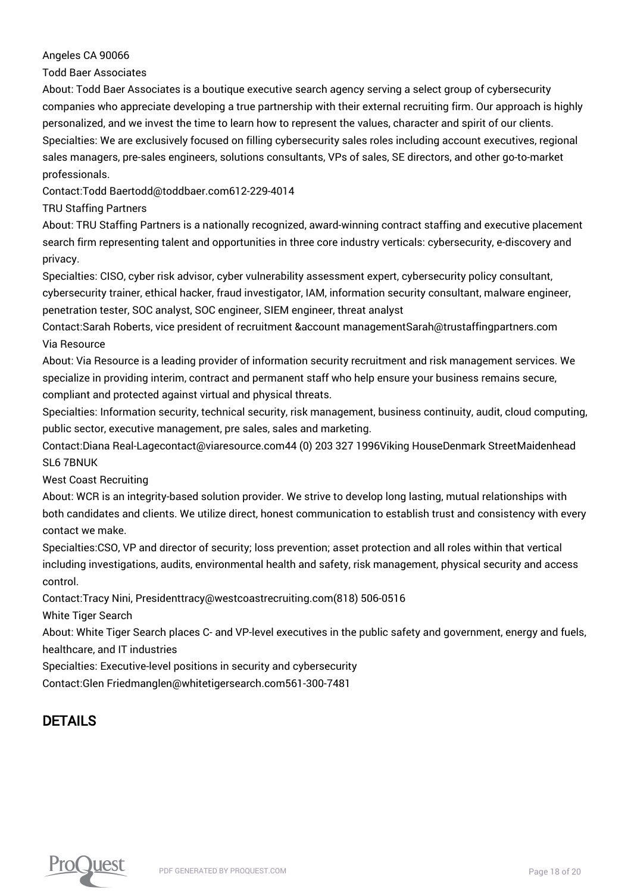Angeles CA 90066

Todd Baer Associates

About: Todd Baer Associates is a boutique executive search agency serving a select group of cybersecurity companies who appreciate developing a true partnership with their external recruiting firm. Our approach is highly personalized, and we invest the time to learn how to represent the values, character and spirit of our clients.

Specialties: We are exclusively focused on filling cybersecurity sales roles including account executives, regional sales managers, pre-sales engineers, solutions consultants, VPs of sales, SE directors, and other go-to-market professionals.

Contact:Todd Baertodd@toddbaer.com612-229-4014

TRU Staffing Partners

About: TRU Staffing Partners is a nationally recognized, award-winning contract staffing and executive placement search firm representing talent and opportunities in three core industry verticals: cybersecurity, e-discovery and privacy.

Specialties: CISO, cyber risk advisor, cyber vulnerability assessment expert, cybersecurity policy consultant, cybersecurity trainer, ethical hacker, fraud investigator, IAM, information security consultant, malware engineer, penetration tester, SOC analyst, SOC engineer, SIEM engineer, threat analyst

Contact:Sarah Roberts, vice president of recruitment &account managementSarah@trustaffingpartners.com

Via Resource

About: Via Resource is a leading provider of information security recruitment and risk management services. We specialize in providing interim, contract and permanent staff who help ensure your business remains secure, compliant and protected against virtual and physical threats.

Specialties: Information security, technical security, risk management, business continuity, audit, cloud computing, public sector, executive management, pre sales, sales and marketing.

Contact:Diana Real-Lagecontact@viaresource.com44 (0) 203 327 1996Viking HouseDenmark StreetMaidenhead SL6 7BNUK

West Coast Recruiting

About: WCR is an integrity-based solution provider. We strive to develop long lasting, mutual relationships with both candidates and clients. We utilize direct, honest communication to establish trust and consistency with every contact we make.

Specialties:CSO, VP and director of security; loss prevention; asset protection and all roles within that vertical including investigations, audits, environmental health and safety, risk management, physical security and access control.

Contact:Tracy Nini, Presidenttracy@westcoastrecruiting.com(818) 506-0516

White Tiger Search

About: White Tiger Search places C- and VP-level executives in the public safety and government, energy and fuels, healthcare, and IT industries

Specialties: Executive-level positions in security and cybersecurity

Contact:Glen Friedmanglen@whitetigersearch.com561-300-7481

## DETAILS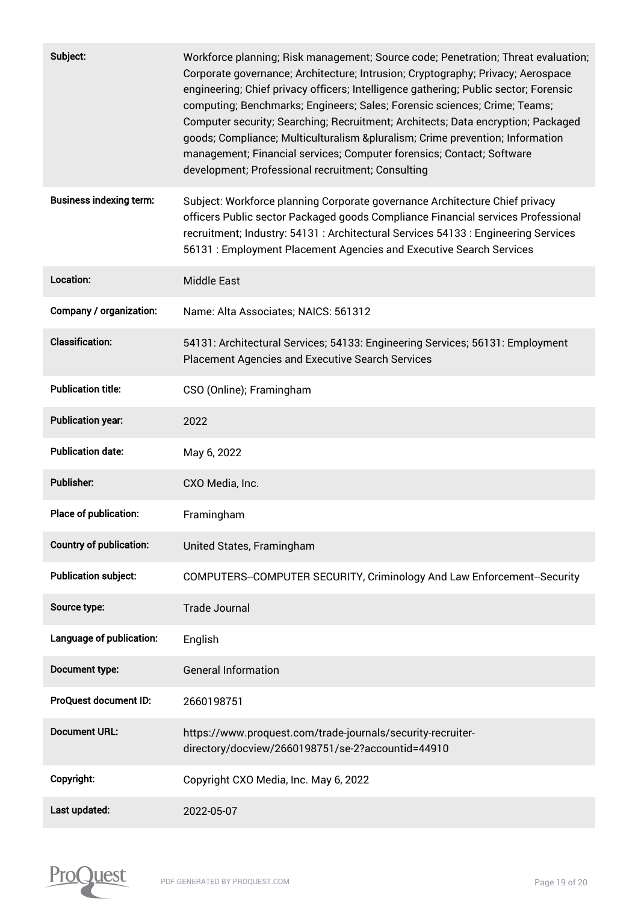| | |
|---|---|
| **Subject:** | Workforce planning; Risk management; Source code; Penetration; Threat evaluation; Corporate governance; Architecture; Intrusion; Cryptography; Privacy; Aerospace engineering; Chief privacy officers; Intelligence gathering; Public sector; Forensic computing; Benchmarks; Engineers; Sales; Forensic sciences; Crime; Teams; Computer security; Searching; Recruitment; Architects; Data encryption; Packaged goods; Compliance; Multiculturalism &pluralism; Crime prevention; Information management; Financial services; Computer forensics; Contact; Software development; Professional recruitment; Consulting |
| **Business indexing term:** | Subject: Workforce planning Corporate governance Architecture Chief privacy officers Public sector Packaged goods Compliance Financial services Professional recruitment; Industry: 54131 : Architectural Services 54133 : Engineering Services 56131 : Employment Placement Agencies and Executive Search Services |
| **Location:** | Middle East |
| **Company / organization:** | Name: Alta Associates; NAICS: 561312 |
| **Classification:** | 54131: Architectural Services; 54133: Engineering Services; 56131: Employment Placement Agencies and Executive Search Services |
| **Publication title:** | CSO (Online); Framingham |
| **Publication year:** | 2022 |
| **Publication date:** | May 6, 2022 |
| **Publisher:** | CXO Media, Inc. |
| **Place of publication:** | Framingham |
| **Country of publication:** | United States, Framingham |
| **Publication subject:** | COMPUTERS--COMPUTER SECURITY, Criminology And Law Enforcement--Security |
| **Source type:** | Trade Journal |
| **Language of publication:** | English |
| **Document type:** | General Information |
| **ProQuest document ID:** | 2660198751 |
| **Document URL:** | https://www.proquest.com/trade-journals/security-recruiter-directory/docview/2660198751/se-2?accountid=44910 |
| **Copyright:** | Copyright CXO Media, Inc. May 6, 2022 |
| **Last updated:** | 2022-05-07 |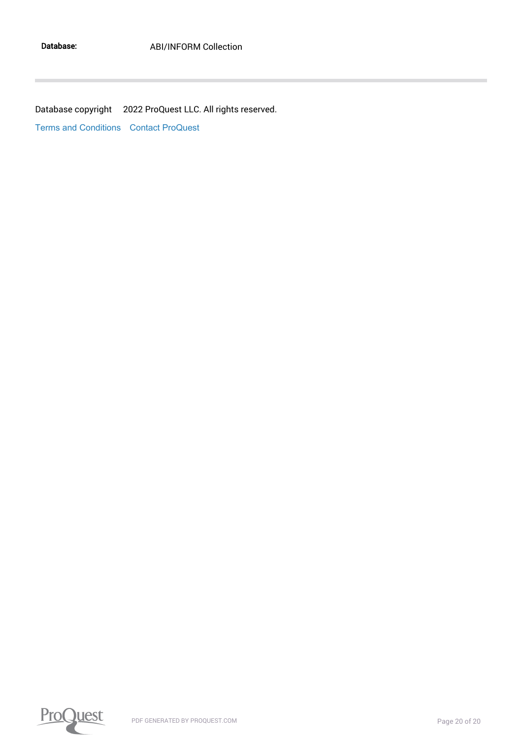**Database:** ABI/INFORM Collection

---

Database copyright 2022 ProQuest LLC. All rights reserved.

Terms and Conditions Contact ProQuest